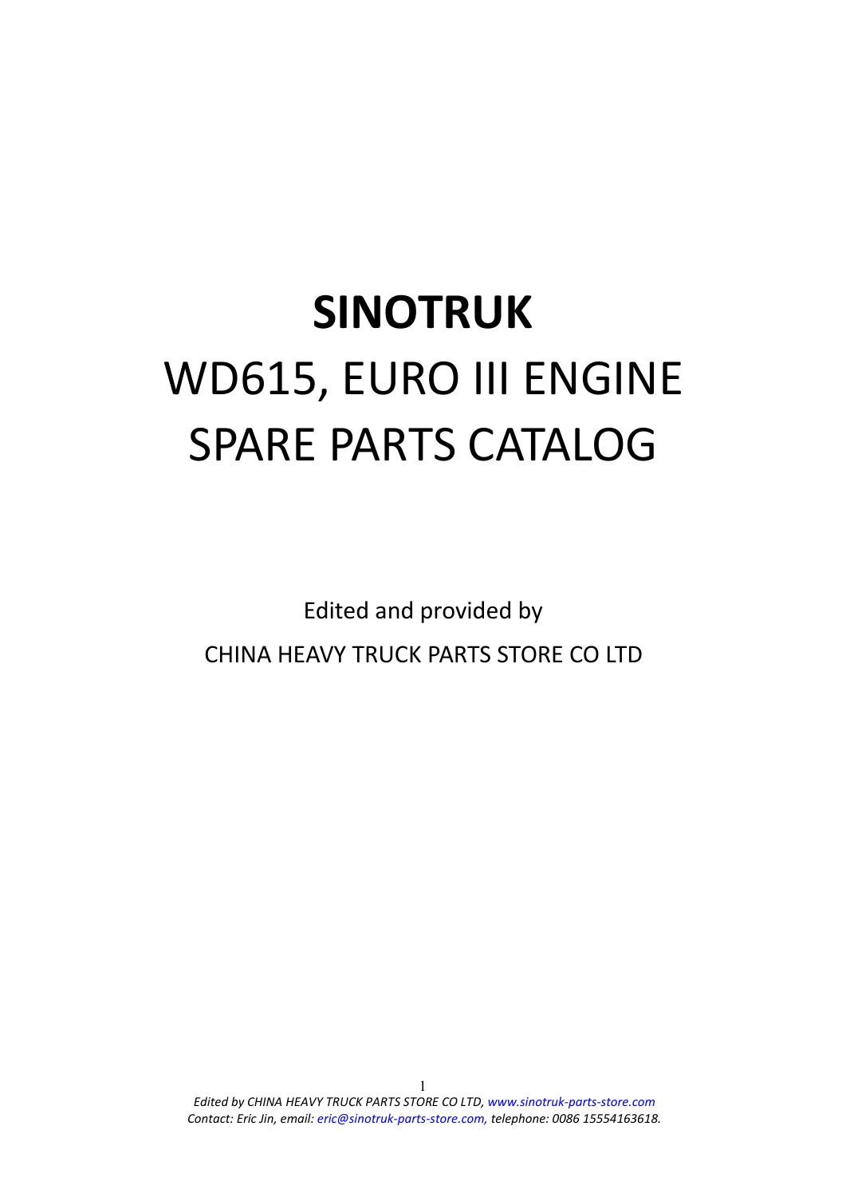# SINOTRUK

# WD615, EURO III ENGINE SPARE PARTS CATALOG

Edited and provided by

CHINA HEAVY TRUCK PARTS STORE CO LTD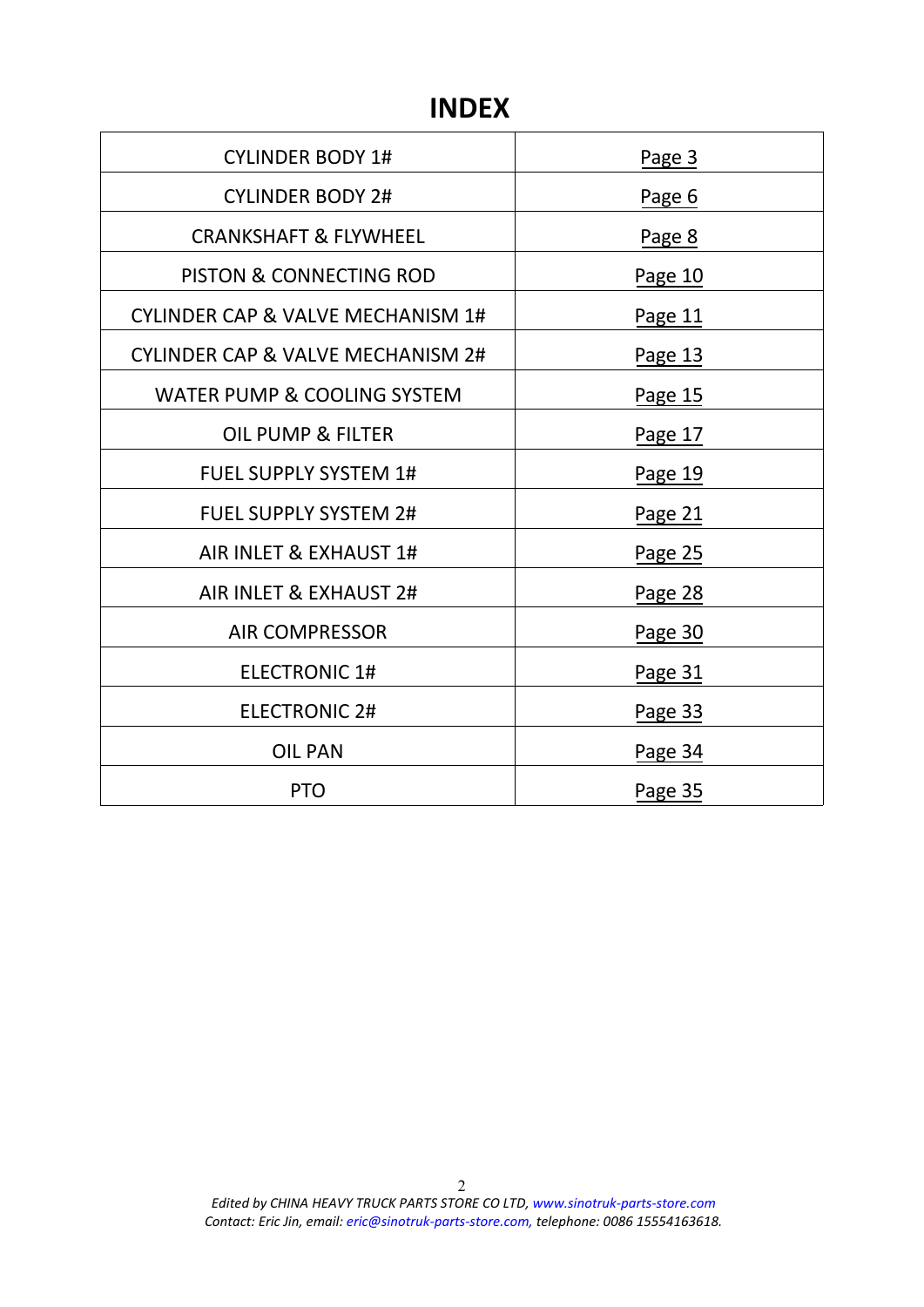# INDEX

| | |
|---|---|
| CYLINDER BODY 1# | Page 3 |
| CYLINDER BODY 2# | Page 6 |
| CRANKSHAFT & FLYWHEEL | Page 8 |
| PISTON & CONNECTING ROD | Page 10 |
| CYLINDER CAP & VALVE MECHANISM 1# | Page 11 |
| CYLINDER CAP & VALVE MECHANISM 2# | Page 13 |
| WATER PUMP & COOLING SYSTEM | Page 15 |
| OIL PUMP & FILTER | Page 17 |
| FUEL SUPPLY SYSTEM 1# | Page 19 |
| FUEL SUPPLY SYSTEM 2# | Page 21 |
| AIR INLET & EXHAUST 1# | Page 25 |
| AIR INLET & EXHAUST 2# | Page 28 |
| AIR COMPRESSOR | Page 30 |
| ELECTRONIC 1# | Page 31 |
| ELECTRONIC 2# | Page 33 |
| OIL PAN | Page 34 |
| PTO | Page 35 |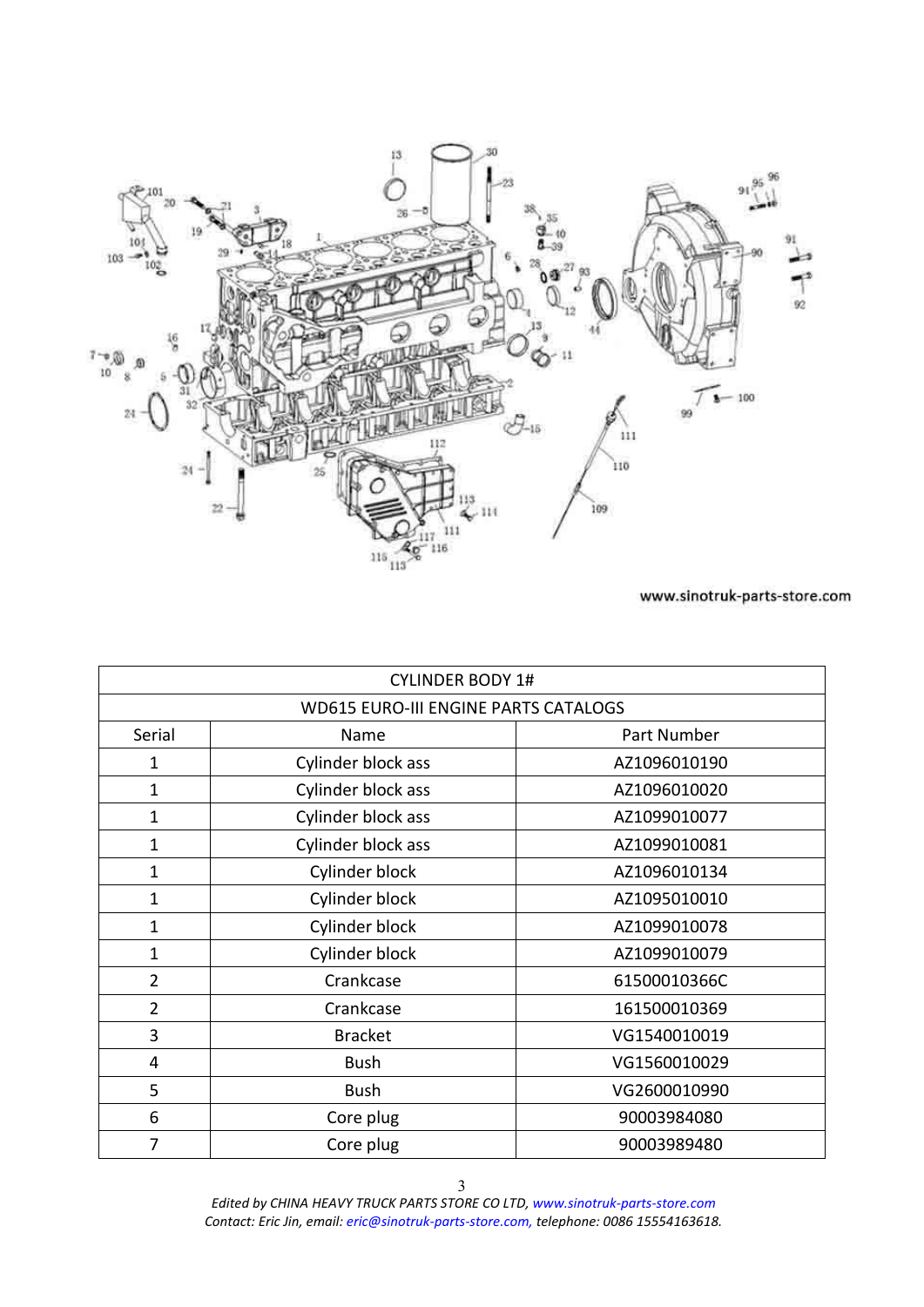www.sinotruk-parts-store.com

| CYLINDER BODY 1# | | |
|---|---|---|
| WD615 EURO-III ENGINE PARTS CATALOGS | | |
| Serial | Name | Part Number |
| 1 | Cylinder block ass | AZ1096010190 |
| 1 | Cylinder block ass | AZ1096010020 |
| 1 | Cylinder block ass | AZ1099010077 |
| 1 | Cylinder block ass | AZ1099010081 |
| 1 | Cylinder block | AZ1096010134 |
| 1 | Cylinder block | AZ1095010010 |
| 1 | Cylinder block | AZ1099010078 |
| 1 | Cylinder block | AZ1099010079 |
| 2 | Crankcase | 61500010366C |
| 2 | Crankcase | 161500010369 |
| 3 | Bracket | VG1540010019 |
| 4 | Bush | VG1560010029 |
| 5 | Bush | VG2600010990 |
| 6 | Core plug | 90003984080 |
| 7 | Core plug | 90003989480 |

*Edited by CHINA HEAVY TRUCK PARTS STORE CO LTD, www.sinotruk-parts-store.com*
*Contact: Eric Jin, email: eric@sinotruk-parts-store.com, telephone: 0086 15554163618.*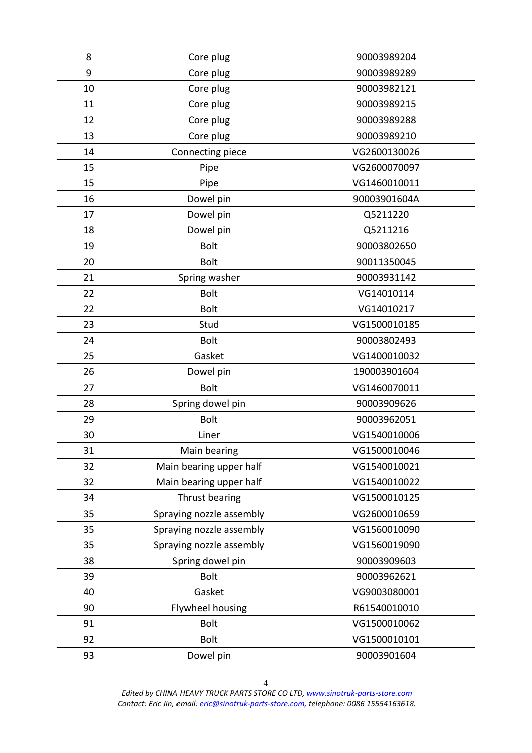| 8 | Core plug | 90003989204 |
|---|---|---|
| 9 | Core plug | 90003989289 |
| 10 | Core plug | 90003982121 |
| 11 | Core plug | 90003989215 |
| 12 | Core plug | 90003989288 |
| 13 | Core plug | 90003989210 |
| 14 | Connecting piece | VG2600130026 |
| 15 | Pipe | VG2600070097 |
| 15 | Pipe | VG1460010011 |
| 16 | Dowel pin | 90003901604A |
| 17 | Dowel pin | Q5211220 |
| 18 | Dowel pin | Q5211216 |
| 19 | Bolt | 90003802650 |
| 20 | Bolt | 90011350045 |
| 21 | Spring washer | 90003931142 |
| 22 | Bolt | VG14010114 |
| 22 | Bolt | VG14010217 |
| 23 | Stud | VG1500010185 |
| 24 | Bolt | 90003802493 |
| 25 | Gasket | VG1400010032 |
| 26 | Dowel pin | 190003901604 |
| 27 | Bolt | VG1460070011 |
| 28 | Spring dowel pin | 90003909626 |
| 29 | Bolt | 90003962051 |
| 30 | Liner | VG1540010006 |
| 31 | Main bearing | VG1500010046 |
| 32 | Main bearing upper half | VG1540010021 |
| 32 | Main bearing upper half | VG1540010022 |
| 34 | Thrust bearing | VG1500010125 |
| 35 | Spraying nozzle assembly | VG2600010659 |
| 35 | Spraying nozzle assembly | VG1560010090 |
| 35 | Spraying nozzle assembly | VG1560019090 |
| 38 | Spring dowel pin | 90003909603 |
| 39 | Bolt | 90003962621 |
| 40 | Gasket | VG9003080001 |
| 90 | Flywheel housing | R61540010010 |
| 91 | Bolt | VG1500010062 |
| 92 | Bolt | VG1500010101 |
| 93 | Dowel pin | 90003901604 |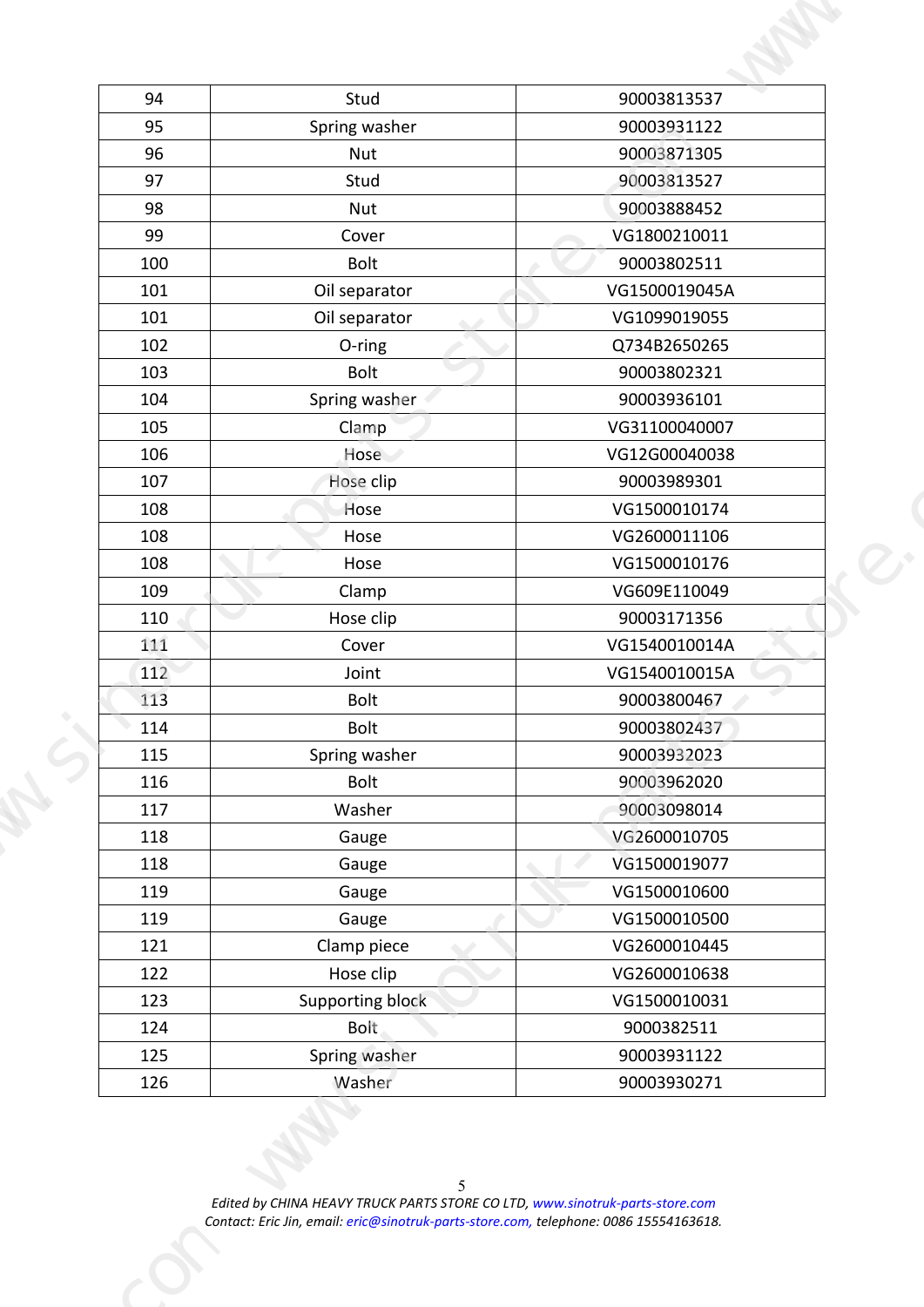| | | |
|---|---|---|
| 94 | Stud | 90003813537 |
| 95 | Spring washer | 90003931122 |
| 96 | Nut | 90003871305 |
| 97 | Stud | 90003813527 |
| 98 | Nut | 90003888452 |
| 99 | Cover | VG1800210011 |
| 100 | Bolt | 90003802511 |
| 101 | Oil separator | VG1500019045A |
| 101 | Oil separator | VG1099019055 |
| 102 | O-ring | Q734B2650265 |
| 103 | Bolt | 90003802321 |
| 104 | Spring washer | 90003936101 |
| 105 | Clamp | VG31100040007 |
| 106 | Hose | VG12G00040038 |
| 107 | Hose clip | 90003989301 |
| 108 | Hose | VG1500010174 |
| 108 | Hose | VG2600011106 |
| 108 | Hose | VG1500010176 |
| 109 | Clamp | VG609E110049 |
| 110 | Hose clip | 90003171356 |
| 111 | Cover | VG1540010014A |
| 112 | Joint | VG1540010015A |
| 113 | Bolt | 90003800467 |
| 114 | Bolt | 90003802437 |
| 115 | Spring washer | 90003932023 |
| 116 | Bolt | 90003962020 |
| 117 | Washer | 90003098014 |
| 118 | Gauge | VG2600010705 |
| 118 | Gauge | VG1500019077 |
| 119 | Gauge | VG1500010600 |
| 119 | Gauge | VG1500010500 |
| 121 | Clamp piece | VG2600010445 |
| 122 | Hose clip | VG2600010638 |
| 123 | Supporting block | VG1500010031 |
| 124 | Bolt | 9000382511 |
| 125 | Spring washer | 90003931122 |
| 126 | Washer | 90003930271 |

*Edited by CHINA HEAVY TRUCK PARTS STORE CO LTD, www.sinotruk-parts-store.com*
*Contact: Eric Jin, email: eric@sinotruk-parts-store.com, telephone: 0086 15554163618.*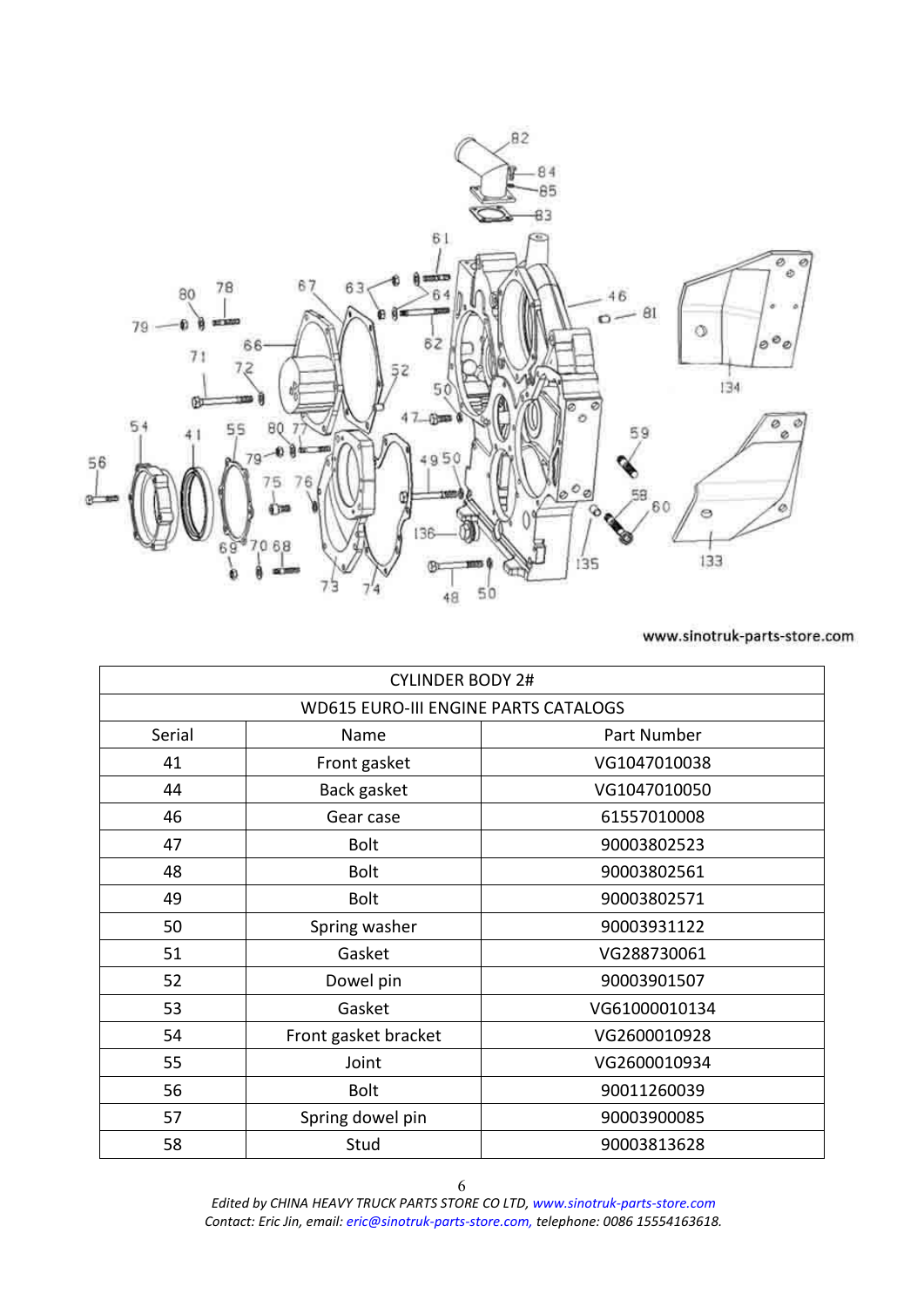www.sinotruk-parts-store.com

| CYLINDER BODY 2# | | |
|---|---|---|
| WD615 EURO-III ENGINE PARTS CATALOGS | | |
| Serial | Name | Part Number |
| 41 | Front gasket | VG1047010038 |
| 44 | Back gasket | VG1047010050 |
| 46 | Gear case | 61557010008 |
| 47 | Bolt | 90003802523 |
| 48 | Bolt | 90003802561 |
| 49 | Bolt | 90003802571 |
| 50 | Spring washer | 90003931122 |
| 51 | Gasket | VG288730061 |
| 52 | Dowel pin | 90003901507 |
| 53 | Gasket | VG61000010134 |
| 54 | Front gasket bracket | VG2600010928 |
| 55 | Joint | VG2600010934 |
| 56 | Bolt | 90011260039 |
| 57 | Spring dowel pin | 90003900085 |
| 58 | Stud | 90003813628 |

*Edited by CHINA HEAVY TRUCK PARTS STORE CO LTD, www.sinotruk-parts-store.com*
*Contact: Eric Jin, email: eric@sinotruk-parts-store.com, telephone: 0086 15554163618.*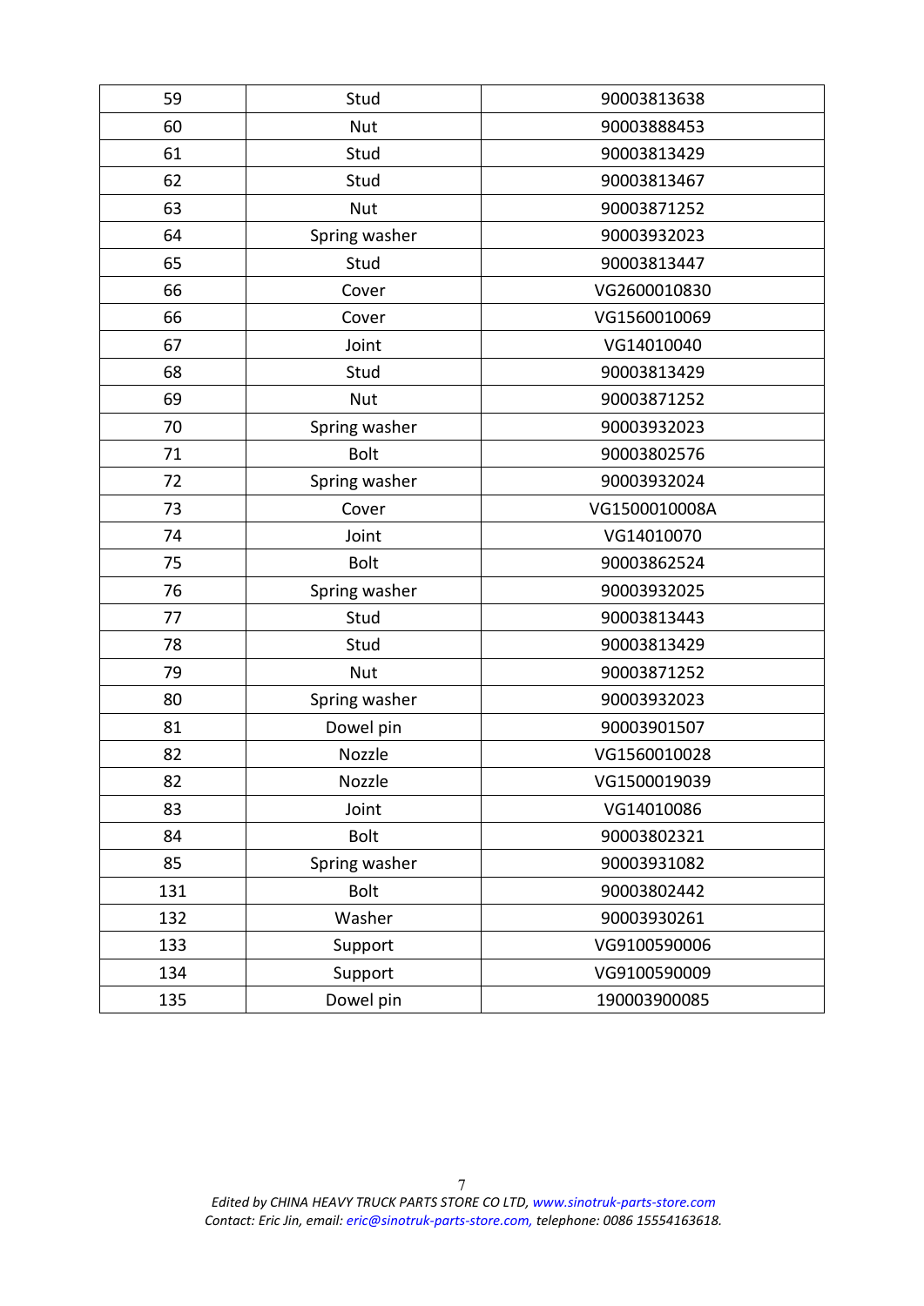| 59 | Stud | 90003813638 |
| --- | --- | --- |
| 60 | Nut | 90003888453 |
| 61 | Stud | 90003813429 |
| 62 | Stud | 90003813467 |
| 63 | Nut | 90003871252 |
| 64 | Spring washer | 90003932023 |
| 65 | Stud | 90003813447 |
| 66 | Cover | VG2600010830 |
| 66 | Cover | VG1560010069 |
| 67 | Joint | VG14010040 |
| 68 | Stud | 90003813429 |
| 69 | Nut | 90003871252 |
| 70 | Spring washer | 90003932023 |
| 71 | Bolt | 90003802576 |
| 72 | Spring washer | 90003932024 |
| 73 | Cover | VG1500010008A |
| 74 | Joint | VG14010070 |
| 75 | Bolt | 90003862524 |
| 76 | Spring washer | 90003932025 |
| 77 | Stud | 90003813443 |
| 78 | Stud | 90003813429 |
| 79 | Nut | 90003871252 |
| 80 | Spring washer | 90003932023 |
| 81 | Dowel pin | 90003901507 |
| 82 | Nozzle | VG1560010028 |
| 82 | Nozzle | VG1500019039 |
| 83 | Joint | VG14010086 |
| 84 | Bolt | 90003802321 |
| 85 | Spring washer | 90003931082 |
| 131 | Bolt | 90003802442 |
| 132 | Washer | 90003930261 |
| 133 | Support | VG9100590006 |
| 134 | Support | VG9100590009 |
| 135 | Dowel pin | 190003900085 |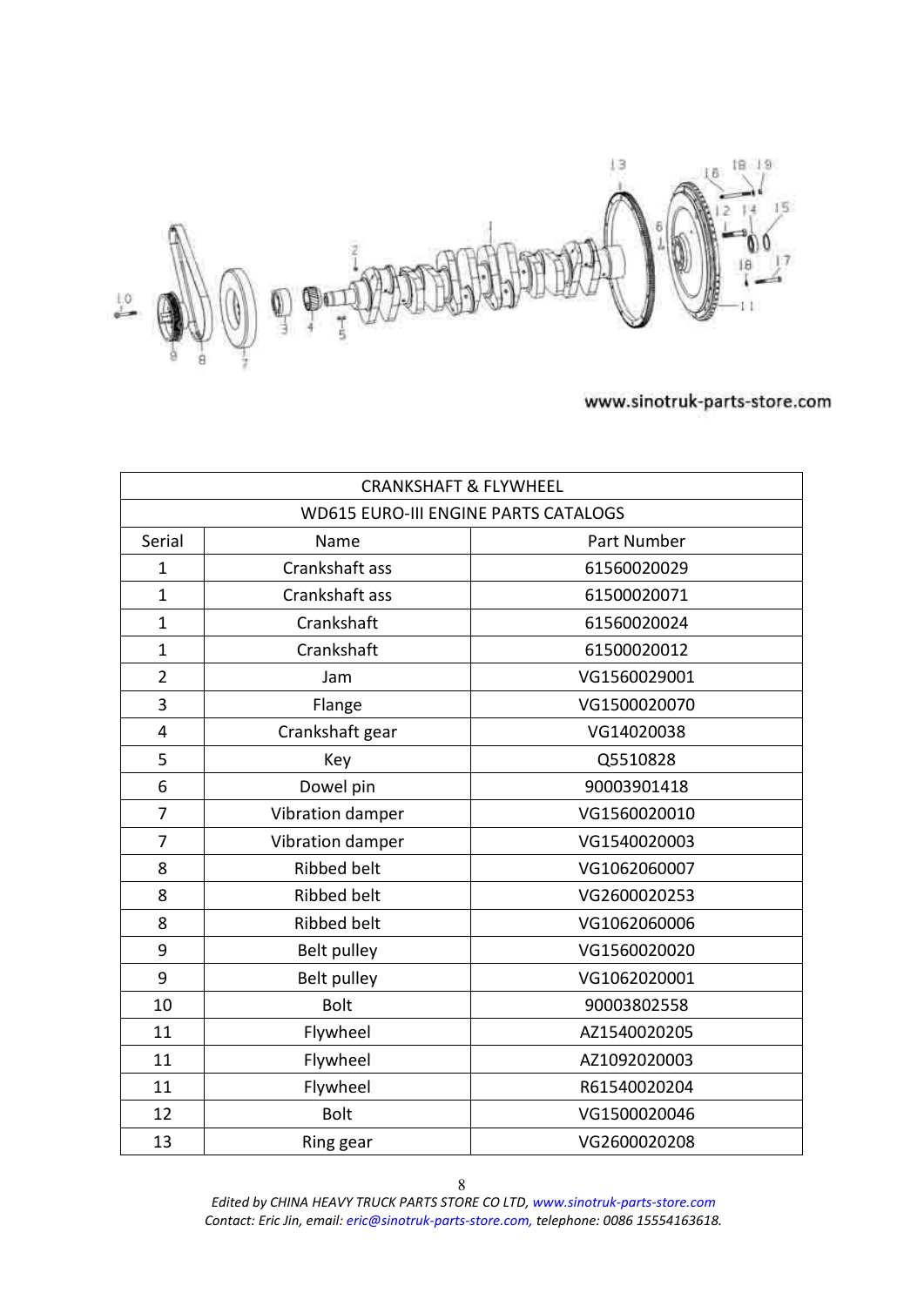www.sinotruk-parts-store.com

| CRANKSHAFT & FLYWHEEL | | |
|---|---|---|
| WD615 EURO-III ENGINE PARTS CATALOGS | | |
| Serial | Name | Part Number |
| 1 | Crankshaft ass | 61560020029 |
| 1 | Crankshaft ass | 61500020071 |
| 1 | Crankshaft | 61560020024 |
| 1 | Crankshaft | 61500020012 |
| 2 | Jam | VG1560029001 |
| 3 | Flange | VG1500020070 |
| 4 | Crankshaft gear | VG14020038 |
| 5 | Key | Q5510828 |
| 6 | Dowel pin | 90003901418 |
| 7 | Vibration damper | VG1560020010 |
| 7 | Vibration damper | VG1540020003 |
| 8 | Ribbed belt | VG1062060007 |
| 8 | Ribbed belt | VG2600020253 |
| 8 | Ribbed belt | VG1062060006 |
| 9 | Belt pulley | VG1560020020 |
| 9 | Belt pulley | VG1062020001 |
| 10 | Bolt | 90003802558 |
| 11 | Flywheel | AZ1540020205 |
| 11 | Flywheel | AZ1092020003 |
| 11 | Flywheel | R61540020204 |
| 12 | Bolt | VG1500020046 |
| 13 | Ring gear | VG2600020208 |

*Edited by CHINA HEAVY TRUCK PARTS STORE CO LTD, www.sinotruk-parts-store.com*
*Contact: Eric Jin, email: eric@sinotruk-parts-store.com, telephone: 0086 15554163618.*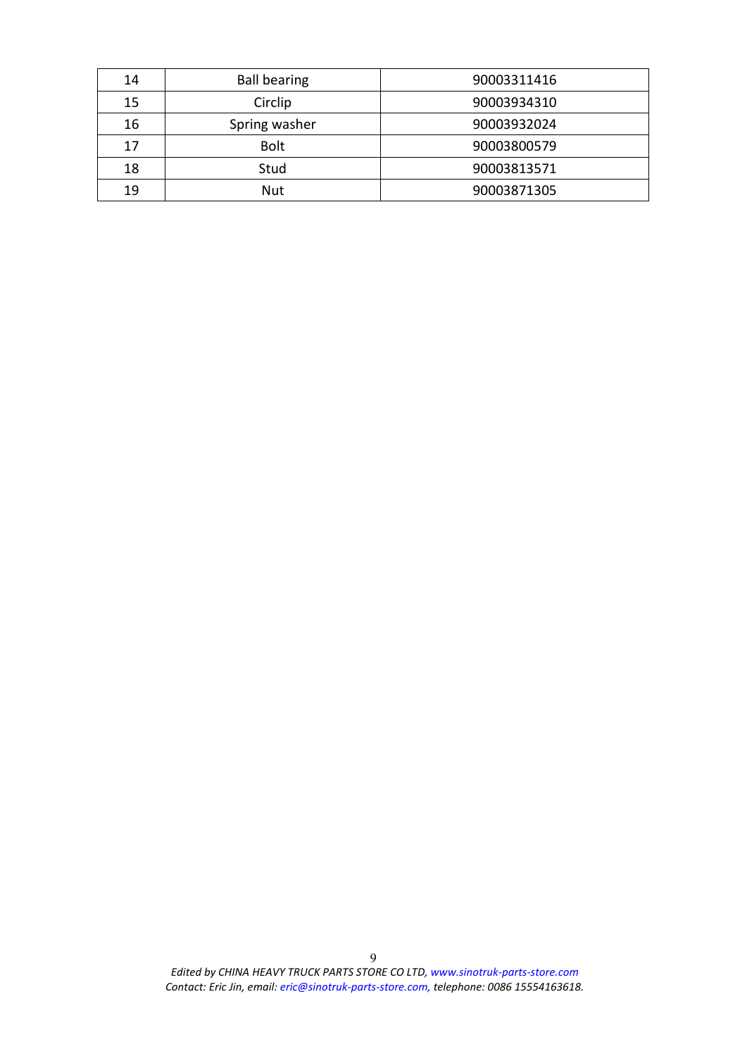| 14 | Ball bearing | 90003311416 |
|---|---|---|
| 15 | Circlip | 90003934310 |
| 16 | Spring washer | 90003932024 |
| 17 | Bolt | 90003800579 |
| 18 | Stud | 90003813571 |
| 19 | Nut | 90003871305 |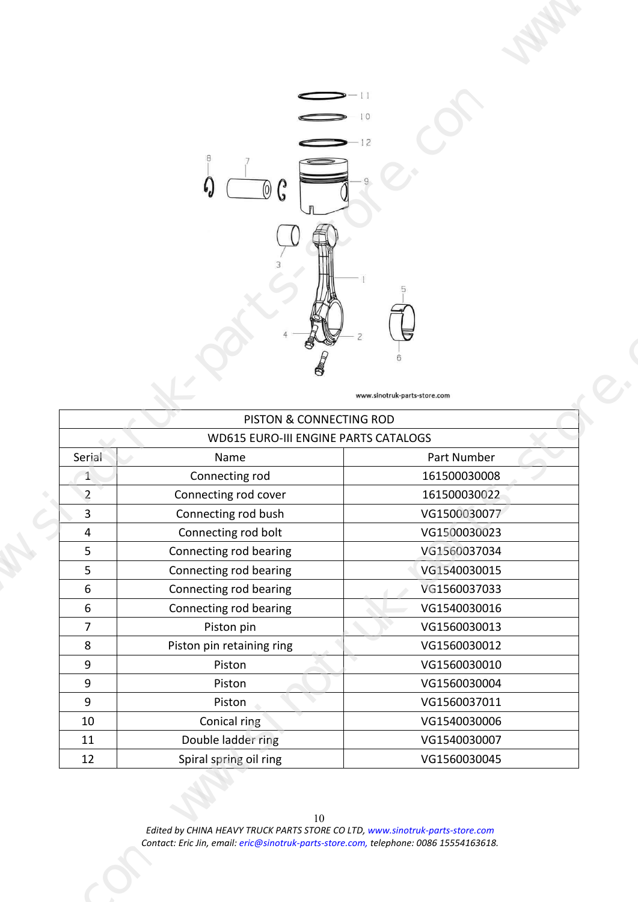| PISTON & CONNECTING ROD | | |
|---|---|---|
| WD615 EURO-III ENGINE PARTS CATALOGS | | |
| Serial | Name | Part Number |
| 1 | Connecting rod | 161500030008 |
| 2 | Connecting rod cover | 161500030022 |
| 3 | Connecting rod bush | VG1500030077 |
| 4 | Connecting rod bolt | VG1500030023 |
| 5 | Connecting rod bearing | VG1560037034 |
| 5 | Connecting rod bearing | VG1540030015 |
| 6 | Connecting rod bearing | VG1560037033 |
| 6 | Connecting rod bearing | VG1540030016 |
| 7 | Piston pin | VG1560030013 |
| 8 | Piston pin retaining ring | VG1560030012 |
| 9 | Piston | VG1560030010 |
| 9 | Piston | VG1560030004 |
| 9 | Piston | VG1560037011 |
| 10 | Conical ring | VG1540030006 |
| 11 | Double ladder ring | VG1540030007 |
| 12 | Spiral spring oil ring | VG1560030045 |

*Edited by CHINA HEAVY TRUCK PARTS STORE CO LTD, www.sinotruk-parts-store.com*
*Contact: Eric Jin, email: eric@sinotruk-parts-store.com, telephone: 0086 15554163618.*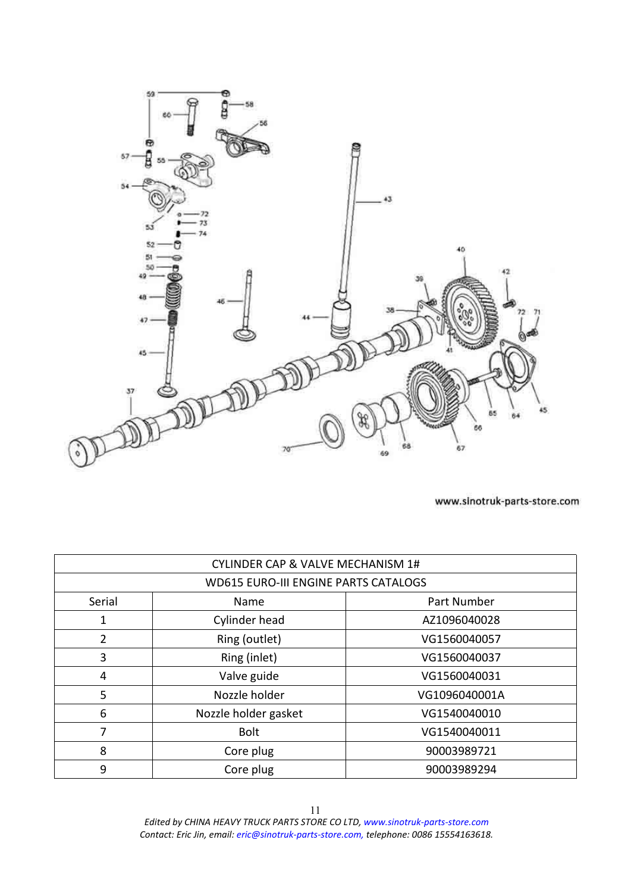www.sinotruk-parts-store.com

| CYLINDER CAP & VALVE MECHANISM 1# | | |
|---|---|---|
| WD615 EURO-III ENGINE PARTS CATALOGS | | |
| Serial | Name | Part Number |
| 1 | Cylinder head | AZ1096040028 |
| 2 | Ring (outlet) | VG1560040057 |
| 3 | Ring (inlet) | VG1560040037 |
| 4 | Valve guide | VG1560040031 |
| 5 | Nozzle holder | VG1096040001A |
| 6 | Nozzle holder gasket | VG1540040010 |
| 7 | Bolt | VG1540040011 |
| 8 | Core plug | 90003989721 |
| 9 | Core plug | 90003989294 |

*Edited by CHINA HEAVY TRUCK PARTS STORE CO LTD, www.sinotruk-parts-store.com*
*Contact: Eric Jin, email: eric@sinotruk-parts-store.com, telephone: 0086 15554163618.*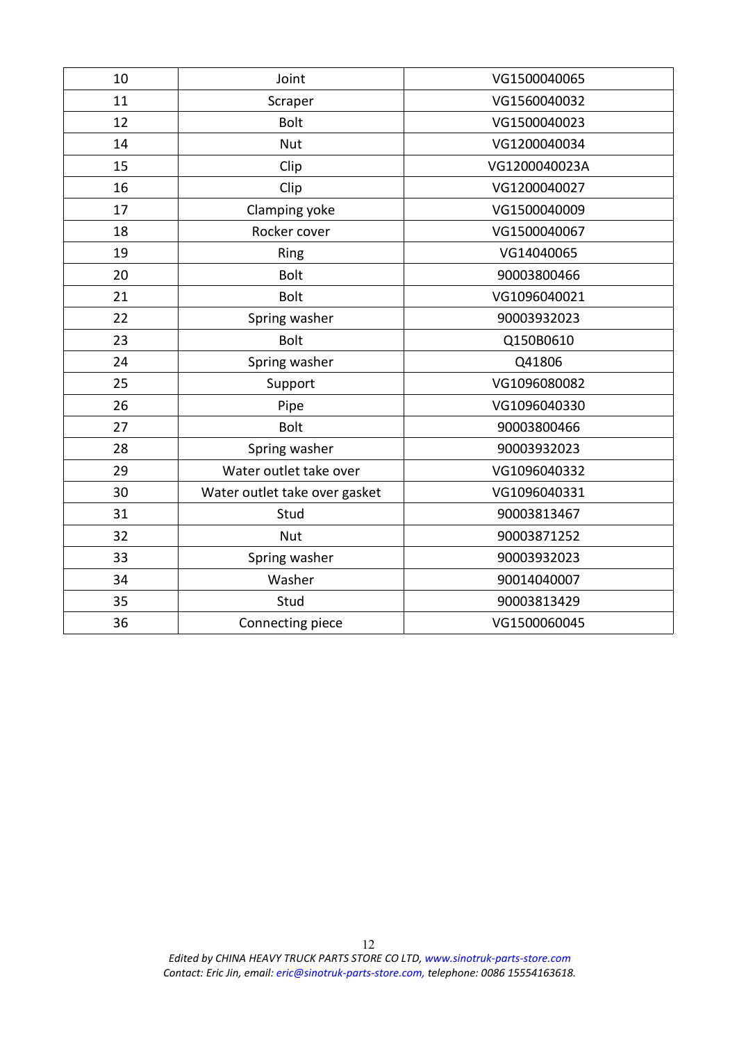| 10 | Joint | VG1500040065 |
| --- | --- | --- |
| 11 | Scraper | VG1560040032 |
| 12 | Bolt | VG1500040023 |
| 14 | Nut | VG1200040034 |
| 15 | Clip | VG1200040023A |
| 16 | Clip | VG1200040027 |
| 17 | Clamping yoke | VG1500040009 |
| 18 | Rocker cover | VG1500040067 |
| 19 | Ring | VG14040065 |
| 20 | Bolt | 90003800466 |
| 21 | Bolt | VG1096040021 |
| 22 | Spring washer | 90003932023 |
| 23 | Bolt | Q150B0610 |
| 24 | Spring washer | Q41806 |
| 25 | Support | VG1096080082 |
| 26 | Pipe | VG1096040330 |
| 27 | Bolt | 90003800466 |
| 28 | Spring washer | 90003932023 |
| 29 | Water outlet take over | VG1096040332 |
| 30 | Water outlet take over gasket | VG1096040331 |
| 31 | Stud | 90003813467 |
| 32 | Nut | 90003871252 |
| 33 | Spring washer | 90003932023 |
| 34 | Washer | 90014040007 |
| 35 | Stud | 90003813429 |
| 36 | Connecting piece | VG1500060045 |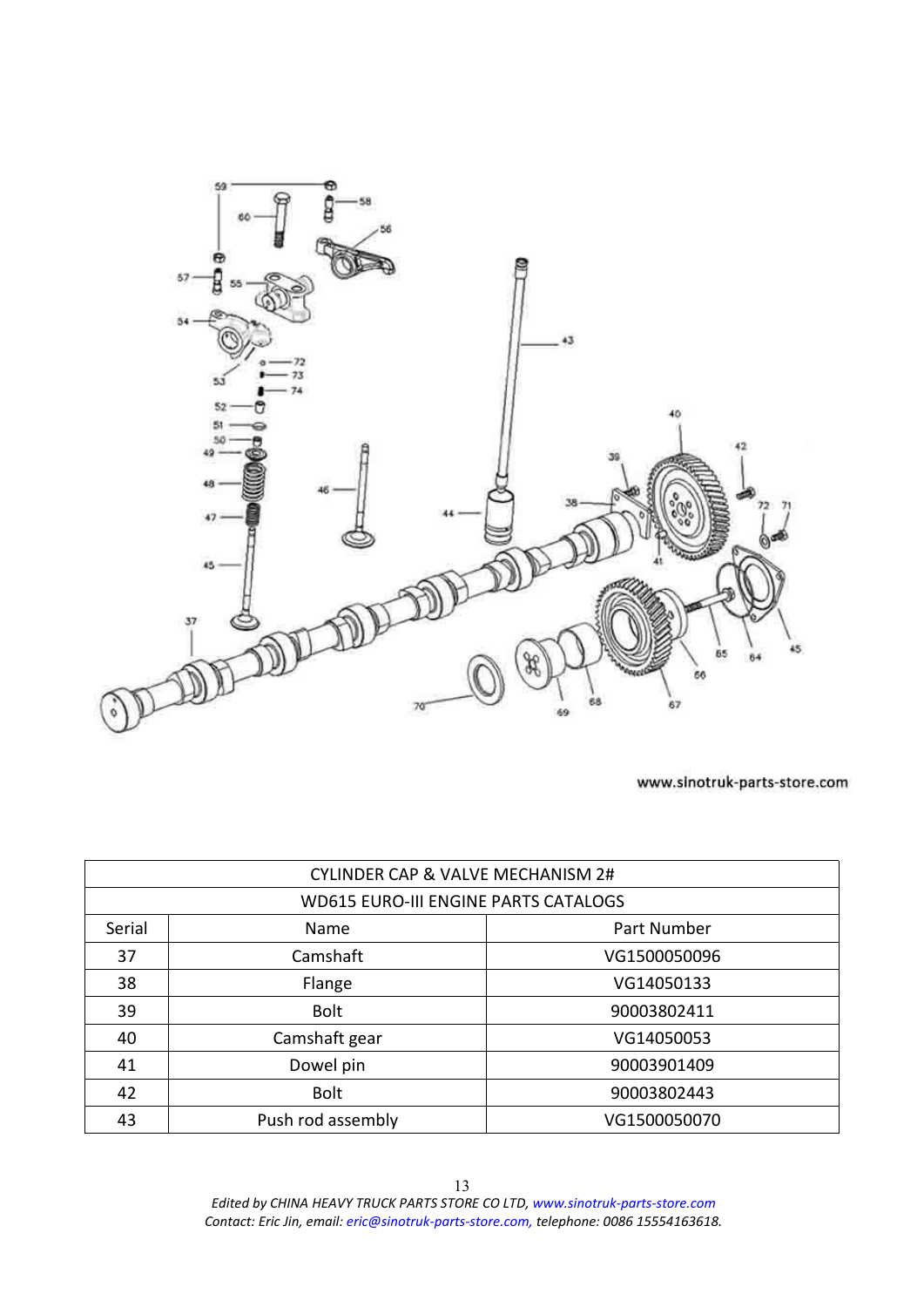www.sinotruk-parts-store.com

| CYLINDER CAP & VALVE MECHANISM 2# | | |
|---|---|---|
| WD615 EURO-III ENGINE PARTS CATALOGS | | |
| Serial | Name | Part Number |
| 37 | Camshaft | VG1500050096 |
| 38 | Flange | VG14050133 |
| 39 | Bolt | 90003802411 |
| 40 | Camshaft gear | VG14050053 |
| 41 | Dowel pin | 90003901409 |
| 42 | Bolt | 90003802443 |
| 43 | Push rod assembly | VG1500050070 |

*Edited by CHINA HEAVY TRUCK PARTS STORE CO LTD, www.sinotruk-parts-store.com*
*Contact: Eric Jin, email: eric@sinotruk-parts-store.com, telephone: 0086 15554163618.*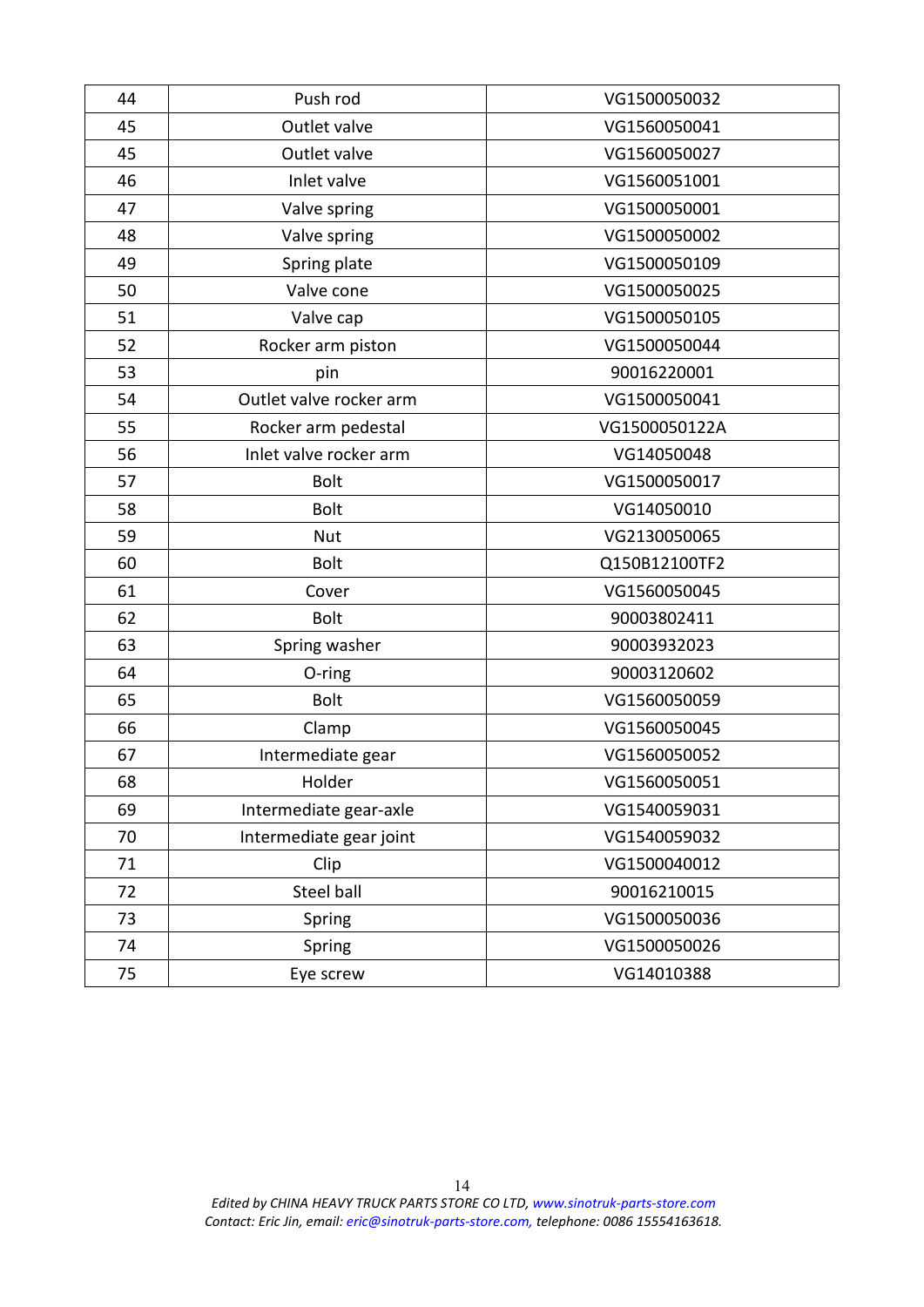| 44 | Push rod | VG1500050032 |
|---|---|---|
| 45 | Outlet valve | VG1560050041 |
| 45 | Outlet valve | VG1560050027 |
| 46 | Inlet valve | VG1560051001 |
| 47 | Valve spring | VG1500050001 |
| 48 | Valve spring | VG1500050002 |
| 49 | Spring plate | VG1500050109 |
| 50 | Valve cone | VG1500050025 |
| 51 | Valve cap | VG1500050105 |
| 52 | Rocker arm piston | VG1500050044 |
| 53 | pin | 90016220001 |
| 54 | Outlet valve rocker arm | VG1500050041 |
| 55 | Rocker arm pedestal | VG1500050122A |
| 56 | Inlet valve rocker arm | VG14050048 |
| 57 | Bolt | VG1500050017 |
| 58 | Bolt | VG14050010 |
| 59 | Nut | VG2130050065 |
| 60 | Bolt | Q150B12100TF2 |
| 61 | Cover | VG1560050045 |
| 62 | Bolt | 90003802411 |
| 63 | Spring washer | 90003932023 |
| 64 | O-ring | 90003120602 |
| 65 | Bolt | VG1560050059 |
| 66 | Clamp | VG1560050045 |
| 67 | Intermediate gear | VG1560050052 |
| 68 | Holder | VG1560050051 |
| 69 | Intermediate gear-axle | VG1540059031 |
| 70 | Intermediate gear joint | VG1540059032 |
| 71 | Clip | VG1500040012 |
| 72 | Steel ball | 90016210015 |
| 73 | Spring | VG1500050036 |
| 74 | Spring | VG1500050026 |
| 75 | Eye screw | VG14010388 |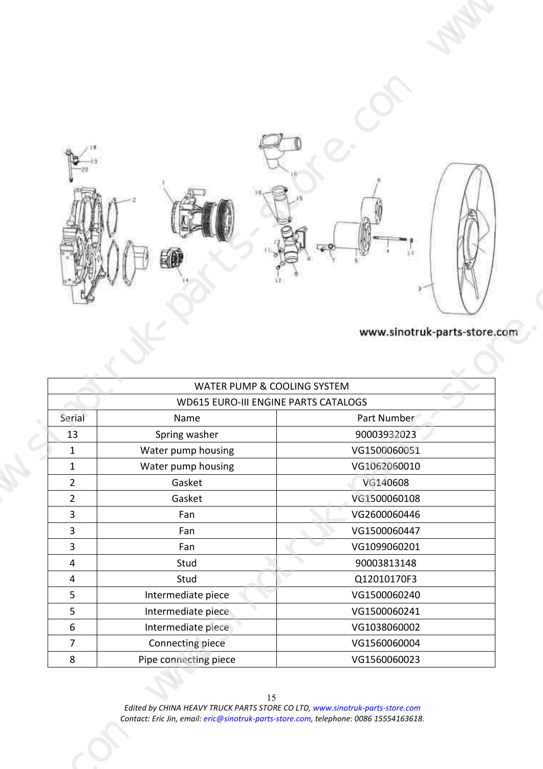www.sinotruk-parts-store.com

| WATER PUMP & COOLING SYSTEM | | |
|---|---|---|
| WD615 EURO-III ENGINE PARTS CATALOGS | | |
| Serial | Name | Part Number |
| 13 | Spring washer | 90003932023 |
| 1 | Water pump housing | VG1500060051 |
| 1 | Water pump housing | VG1062060010 |
| 2 | Gasket | VG140608 |
| 2 | Gasket | VG1500060108 |
| 3 | Fan | VG2600060446 |
| 3 | Fan | VG1500060447 |
| 3 | Fan | VG1099060201 |
| 4 | Stud | 90003813148 |
| 4 | Stud | Q12010170F3 |
| 5 | Intermediate piece | VG1500060240 |
| 5 | Intermediate piece | VG1500060241 |
| 6 | Intermediate piece | VG1038060002 |
| 7 | Connecting piece | VG1560060004 |
| 8 | Pipe connecting piece | VG1560060023 |

*Edited by CHINA HEAVY TRUCK PARTS STORE CO LTD, www.sinotruk-parts-store.com*
*Contact: Eric Jin, email: eric@sinotruk-parts-store.com, telephone: 0086 15554163618.*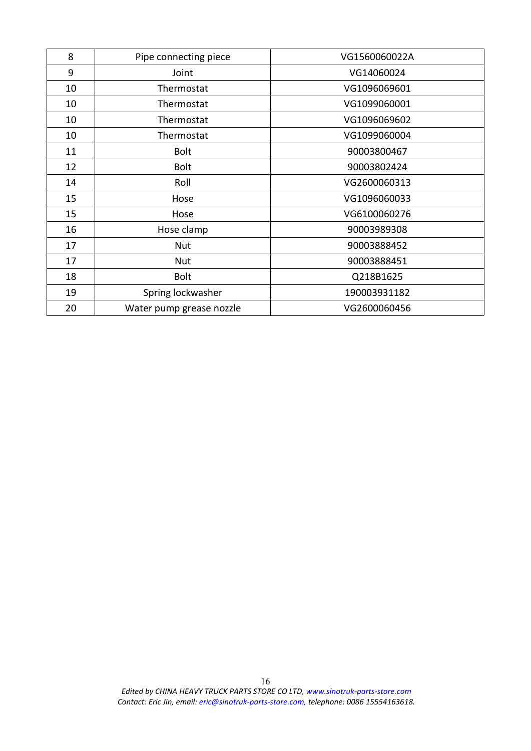| 8 | Pipe connecting piece | VG1560060022A |
|---|---|---|
| 9 | Joint | VG14060024 |
| 10 | Thermostat | VG1096069601 |
| 10 | Thermostat | VG1099060001 |
| 10 | Thermostat | VG1096069602 |
| 10 | Thermostat | VG1099060004 |
| 11 | Bolt | 90003800467 |
| 12 | Bolt | 90003802424 |
| 14 | Roll | VG2600060313 |
| 15 | Hose | VG1096060033 |
| 15 | Hose | VG6100060276 |
| 16 | Hose clamp | 90003989308 |
| 17 | Nut | 90003888452 |
| 17 | Nut | 90003888451 |
| 18 | Bolt | Q218B1625 |
| 19 | Spring lockwasher | 190003931182 |
| 20 | Water pump grease nozzle | VG2600060456 |

*Edited by CHINA HEAVY TRUCK PARTS STORE CO LTD, www.sinotruk-parts-store.com*
*Contact: Eric Jin, email: eric@sinotruk-parts-store.com, telephone: 0086 15554163618.*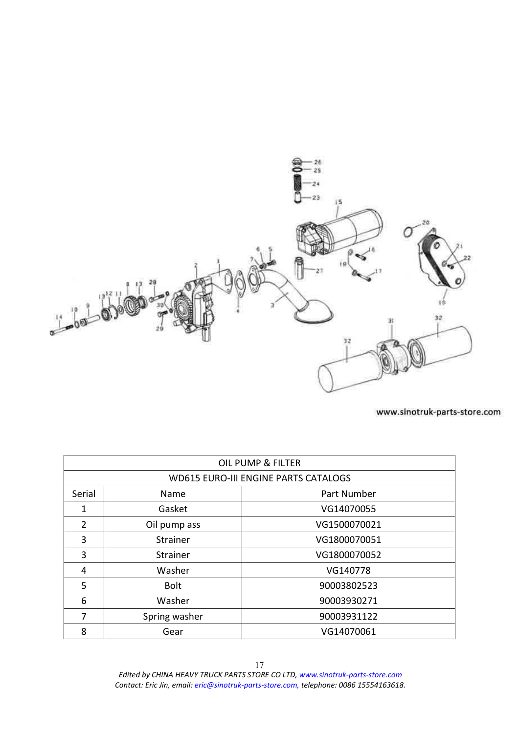| OIL PUMP & FILTER | | |
|---|---|---|
| WD615 EURO-III ENGINE PARTS CATALOGS | | |
| Serial | Name | Part Number |
| 1 | Gasket | VG14070055 |
| 2 | Oil pump ass | VG1500070021 |
| 3 | Strainer | VG1800070051 |
| 3 | Strainer | VG1800070052 |
| 4 | Washer | VG140778 |
| 5 | Bolt | 90003802523 |
| 6 | Washer | 90003930271 |
| 7 | Spring washer | 90003931122 |
| 8 | Gear | VG14070061 |

*Edited by CHINA HEAVY TRUCK PARTS STORE CO LTD, www.sinotruk-parts-store.com*
*Contact: Eric Jin, email: eric@sinotruk-parts-store.com, telephone: 0086 15554163618.*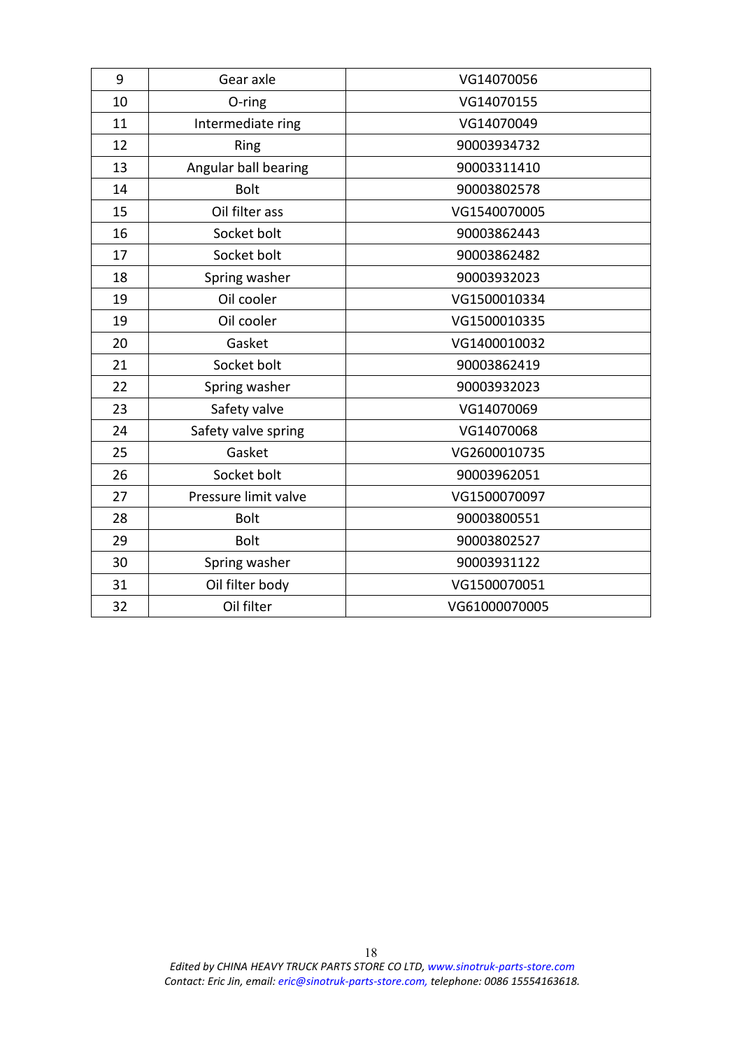| 9 | Gear axle | VG14070056 |
|---|---|---|
| 10 | O-ring | VG14070155 |
| 11 | Intermediate ring | VG14070049 |
| 12 | Ring | 90003934732 |
| 13 | Angular ball bearing | 90003311410 |
| 14 | Bolt | 90003802578 |
| 15 | Oil filter ass | VG1540070005 |
| 16 | Socket bolt | 90003862443 |
| 17 | Socket bolt | 90003862482 |
| 18 | Spring washer | 90003932023 |
| 19 | Oil cooler | VG1500010334 |
| 19 | Oil cooler | VG1500010335 |
| 20 | Gasket | VG1400010032 |
| 21 | Socket bolt | 90003862419 |
| 22 | Spring washer | 90003932023 |
| 23 | Safety valve | VG14070069 |
| 24 | Safety valve spring | VG14070068 |
| 25 | Gasket | VG2600010735 |
| 26 | Socket bolt | 90003962051 |
| 27 | Pressure limit valve | VG1500070097 |
| 28 | Bolt | 90003800551 |
| 29 | Bolt | 90003802527 |
| 30 | Spring washer | 90003931122 |
| 31 | Oil filter body | VG1500070051 |
| 32 | Oil filter | VG61000070005 |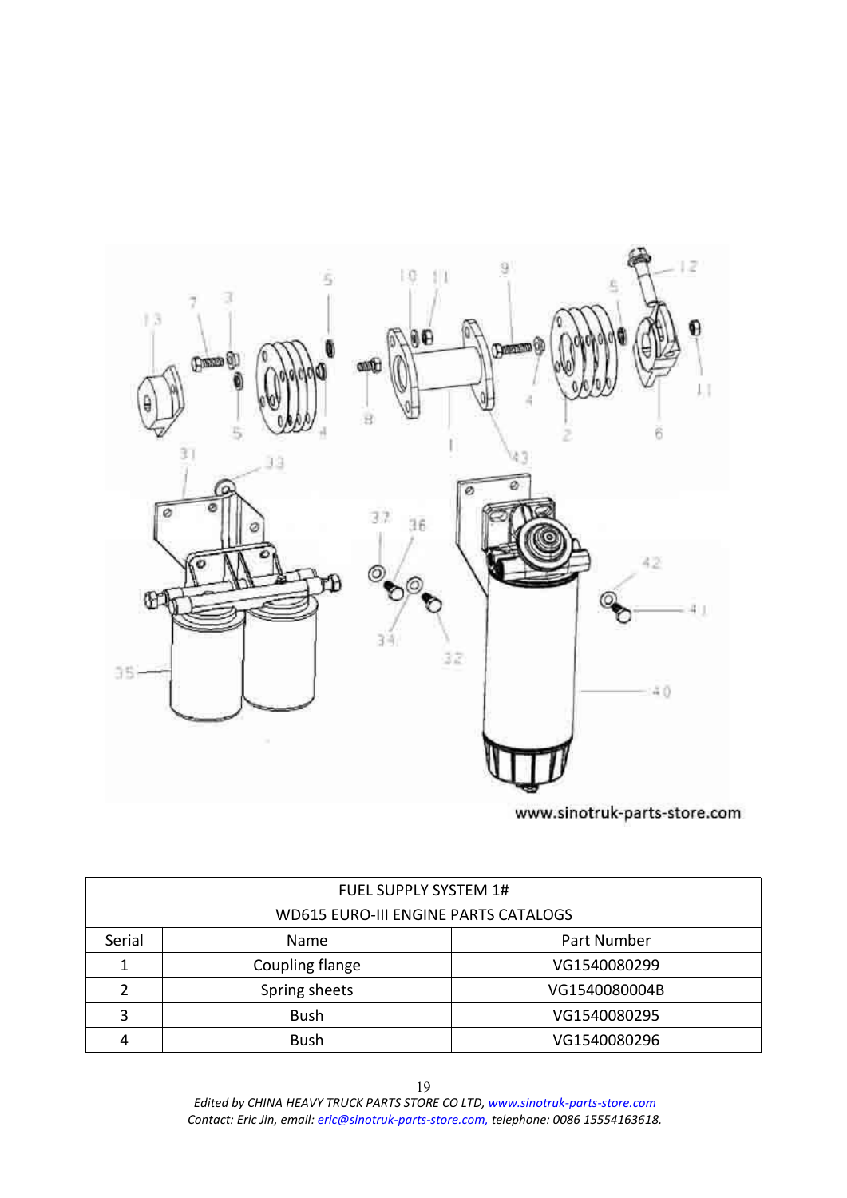www.sinotruk-parts-store.com

| FUEL SUPPLY SYSTEM 1# | | |
|---|---|---|
| WD615 EURO-III ENGINE PARTS CATALOGS | | |
| Serial | Name | Part Number |
| 1 | Coupling flange | VG1540080299 |
| 2 | Spring sheets | VG1540080004B |
| 3 | Bush | VG1540080295 |
| 4 | Bush | VG1540080296 |

*Edited by CHINA HEAVY TRUCK PARTS STORE CO LTD, www.sinotruk-parts-store.com*
*Contact: Eric Jin, email: eric@sinotruk-parts-store.com, telephone: 0086 15554163618.*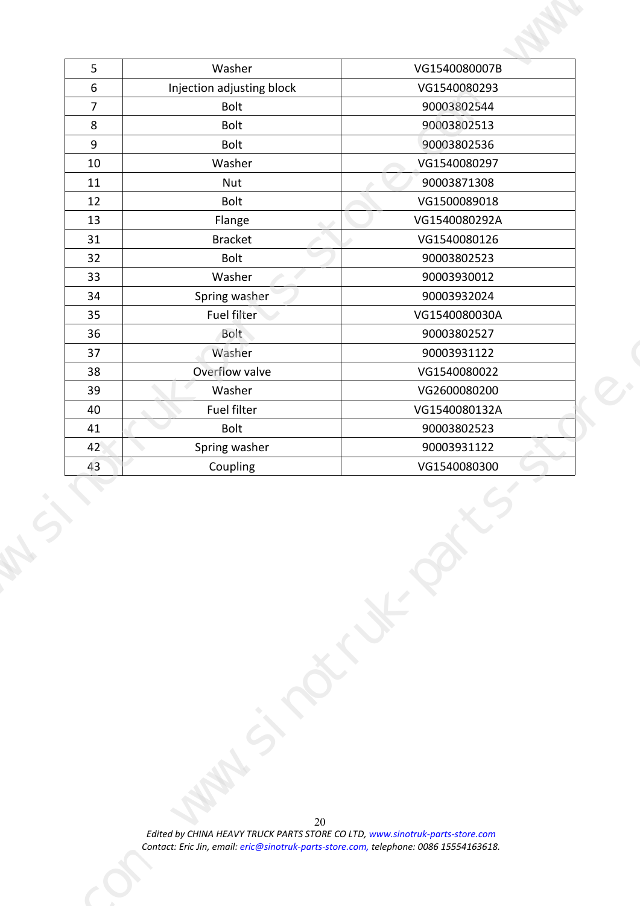| 5 | Washer | VG1540080007B |
|---|---|---|
| 6 | Injection adjusting block | VG1540080293 |
| 7 | Bolt | 90003802544 |
| 8 | Bolt | 90003802513 |
| 9 | Bolt | 90003802536 |
| 10 | Washer | VG1540080297 |
| 11 | Nut | 90003871308 |
| 12 | Bolt | VG1500089018 |
| 13 | Flange | VG1540080292A |
| 31 | Bracket | VG1540080126 |
| 32 | Bolt | 90003802523 |
| 33 | Washer | 90003930012 |
| 34 | Spring washer | 90003932024 |
| 35 | Fuel filter | VG1540080030A |
| 36 | Bolt | 90003802527 |
| 37 | Washer | 90003931122 |
| 38 | Overflow valve | VG1540080022 |
| 39 | Washer | VG2600080200 |
| 40 | Fuel filter | VG1540080132A |
| 41 | Bolt | 90003802523 |
| 42 | Spring washer | 90003931122 |
| 43 | Coupling | VG1540080300 |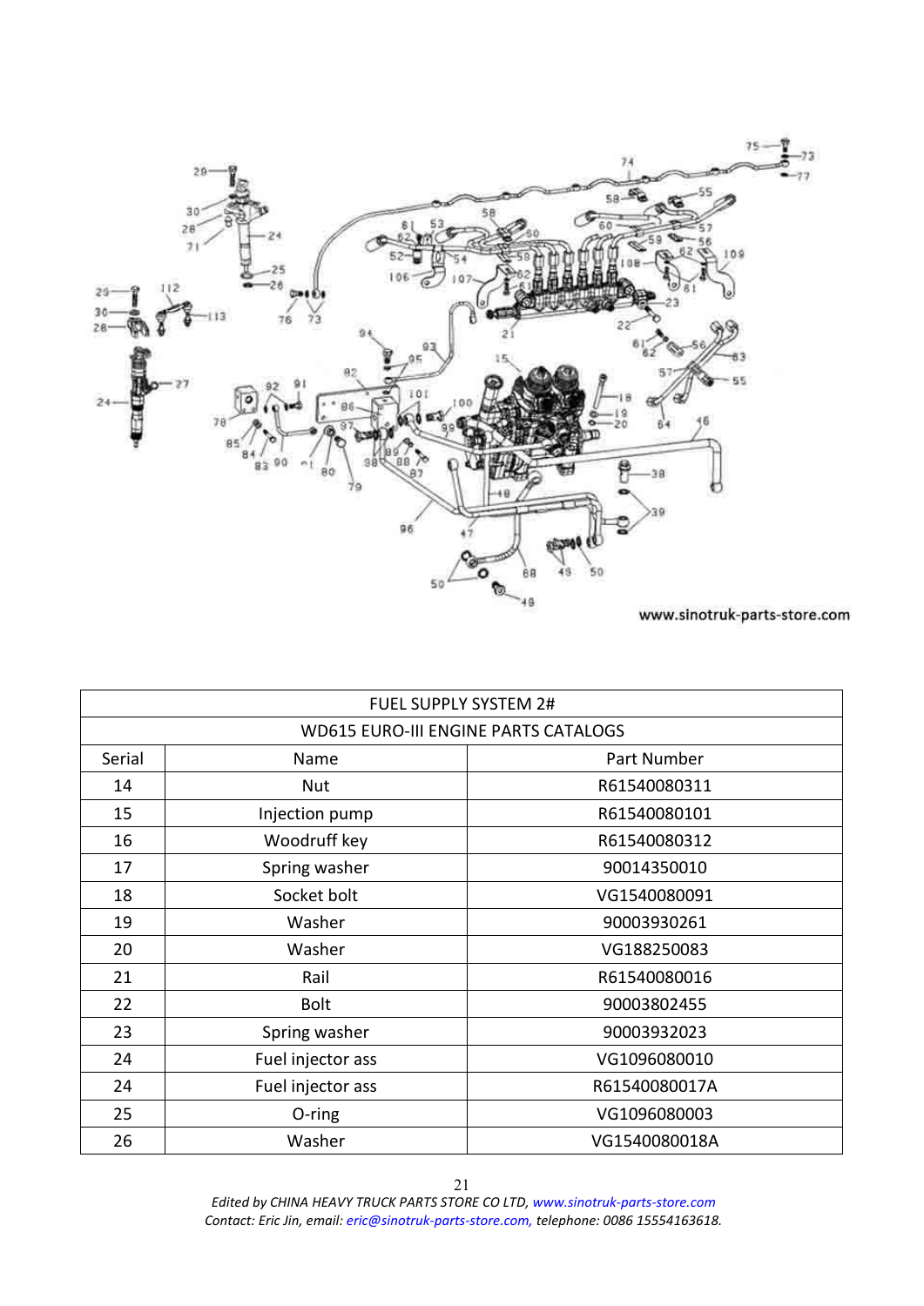www.sinotruk-parts-store.com

| FUEL SUPPLY SYSTEM 2# | | |
|---|---|---|
| WD615 EURO-III ENGINE PARTS CATALOGS | | |
| Serial | Name | Part Number |
| 14 | Nut | R61540080311 |
| 15 | Injection pump | R61540080101 |
| 16 | Woodruff key | R61540080312 |
| 17 | Spring washer | 90014350010 |
| 18 | Socket bolt | VG1540080091 |
| 19 | Washer | 90003930261 |
| 20 | Washer | VG188250083 |
| 21 | Rail | R61540080016 |
| 22 | Bolt | 90003802455 |
| 23 | Spring washer | 90003932023 |
| 24 | Fuel injector ass | VG1096080010 |
| 24 | Fuel injector ass | R61540080017A |
| 25 | O-ring | VG1096080003 |
| 26 | Washer | VG1540080018A |

*Edited by CHINA HEAVY TRUCK PARTS STORE CO LTD, www.sinotruk-parts-store.com*
*Contact: Eric Jin, email: eric@sinotruk-parts-store.com, telephone: 0086 15554163618.*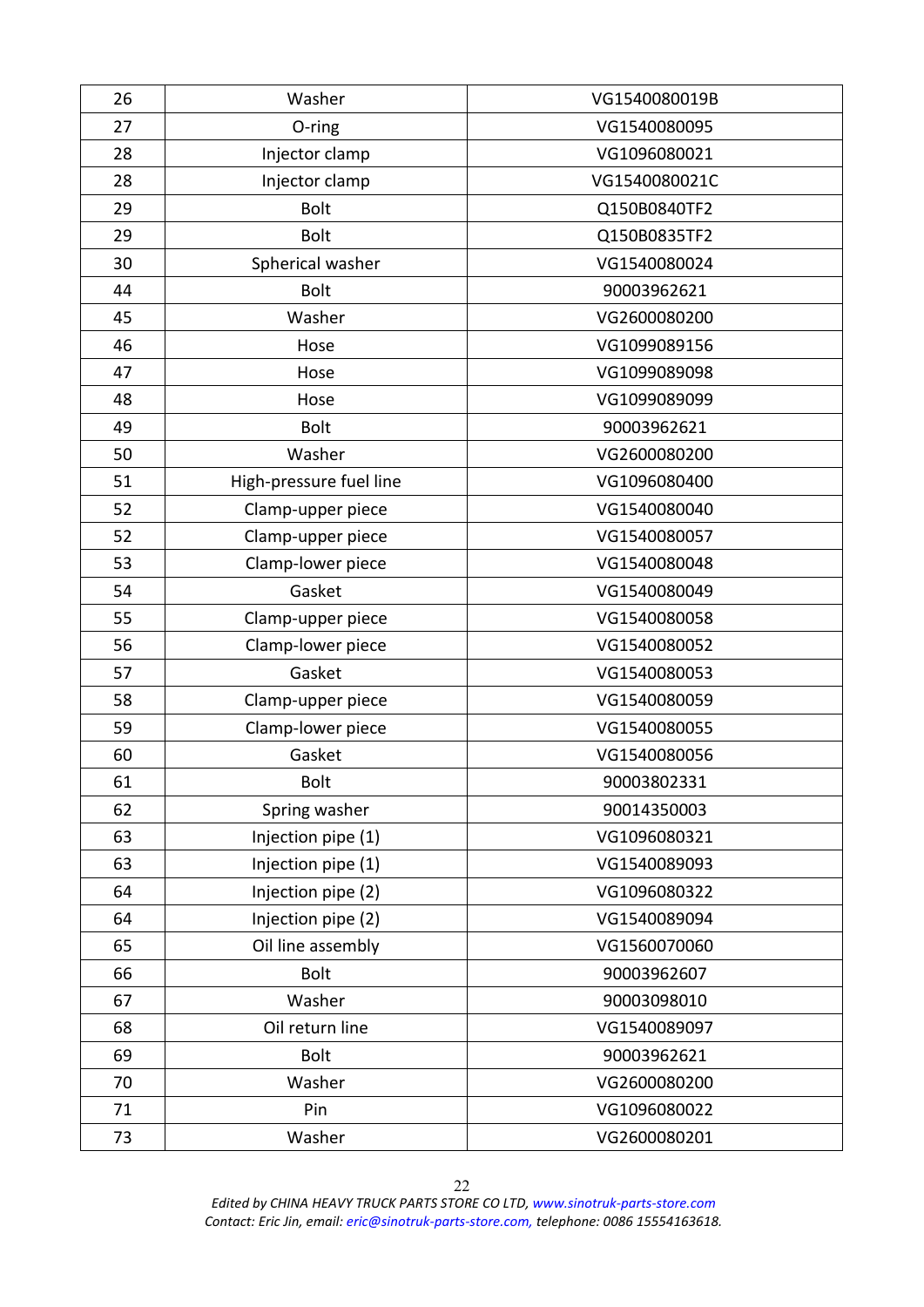| 26 | Washer | VG1540080019B |
|---|---|---|
| 27 | O-ring | VG1540080095 |
| 28 | Injector clamp | VG1096080021 |
| 28 | Injector clamp | VG1540080021C |
| 29 | Bolt | Q150B0840TF2 |
| 29 | Bolt | Q150B0835TF2 |
| 30 | Spherical washer | VG1540080024 |
| 44 | Bolt | 90003962621 |
| 45 | Washer | VG2600080200 |
| 46 | Hose | VG1099089156 |
| 47 | Hose | VG1099089098 |
| 48 | Hose | VG1099089099 |
| 49 | Bolt | 90003962621 |
| 50 | Washer | VG2600080200 |
| 51 | High-pressure fuel line | VG1096080400 |
| 52 | Clamp-upper piece | VG1540080040 |
| 52 | Clamp-upper piece | VG1540080057 |
| 53 | Clamp-lower piece | VG1540080048 |
| 54 | Gasket | VG1540080049 |
| 55 | Clamp-upper piece | VG1540080058 |
| 56 | Clamp-lower piece | VG1540080052 |
| 57 | Gasket | VG1540080053 |
| 58 | Clamp-upper piece | VG1540080059 |
| 59 | Clamp-lower piece | VG1540080055 |
| 60 | Gasket | VG1540080056 |
| 61 | Bolt | 90003802331 |
| 62 | Spring washer | 90014350003 |
| 63 | Injection pipe (1) | VG1096080321 |
| 63 | Injection pipe (1) | VG1540089093 |
| 64 | Injection pipe (2) | VG1096080322 |
| 64 | Injection pipe (2) | VG1540089094 |
| 65 | Oil line assembly | VG1560070060 |
| 66 | Bolt | 90003962607 |
| 67 | Washer | 90003098010 |
| 68 | Oil return line | VG1540089097 |
| 69 | Bolt | 90003962621 |
| 70 | Washer | VG2600080200 |
| 71 | Pin | VG1096080022 |
| 73 | Washer | VG2600080201 |

*Edited by CHINA HEAVY TRUCK PARTS STORE CO LTD, www.sinotruk-parts-store.com*
*Contact: Eric Jin, email: eric@sinotruk-parts-store.com, telephone: 0086 15554163618.*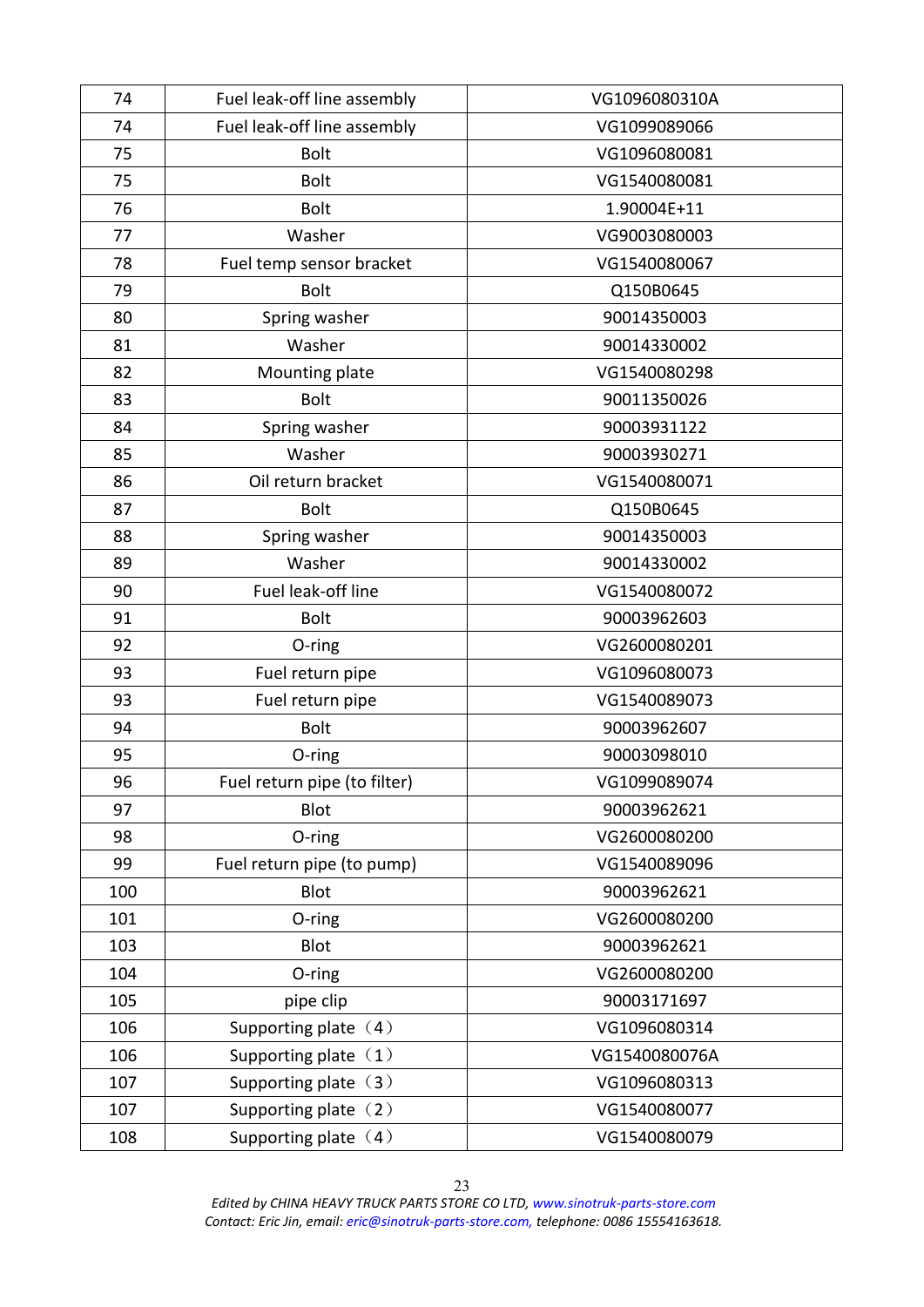| 74 | Fuel leak-off line assembly | VG1096080310A |
|---|---|---|
| 74 | Fuel leak-off line assembly | VG1099089066 |
| 75 | Bolt | VG1096080081 |
| 75 | Bolt | VG1540080081 |
| 76 | Bolt | 1.90004E+11 |
| 77 | Washer | VG9003080003 |
| 78 | Fuel temp sensor bracket | VG1540080067 |
| 79 | Bolt | Q150B0645 |
| 80 | Spring washer | 90014350003 |
| 81 | Washer | 90014330002 |
| 82 | Mounting plate | VG1540080298 |
| 83 | Bolt | 90011350026 |
| 84 | Spring washer | 90003931122 |
| 85 | Washer | 90003930271 |
| 86 | Oil return bracket | VG1540080071 |
| 87 | Bolt | Q150B0645 |
| 88 | Spring washer | 90014350003 |
| 89 | Washer | 90014330002 |
| 90 | Fuel leak-off line | VG1540080072 |
| 91 | Bolt | 90003962603 |
| 92 | O-ring | VG2600080201 |
| 93 | Fuel return pipe | VG1096080073 |
| 93 | Fuel return pipe | VG1540089073 |
| 94 | Bolt | 90003962607 |
| 95 | O-ring | 90003098010 |
| 96 | Fuel return pipe (to filter) | VG1099089074 |
| 97 | Blot | 90003962621 |
| 98 | O-ring | VG2600080200 |
| 99 | Fuel return pipe (to pump) | VG1540089096 |
| 100 | Blot | 90003962621 |
| 101 | O-ring | VG2600080200 |
| 103 | Blot | 90003962621 |
| 104 | O-ring | VG2600080200 |
| 105 | pipe clip | 90003171697 |
| 106 | Supporting plate（4） | VG1096080314 |
| 106 | Supporting plate（1） | VG1540080076A |
| 107 | Supporting plate（3） | VG1096080313 |
| 107 | Supporting plate（2） | VG1540080077 |
| 108 | Supporting plate（4） | VG1540080079 |

*Edited by CHINA HEAVY TRUCK PARTS STORE CO LTD, www.sinotruk-parts-store.com*
*Contact: Eric Jin, email: eric@sinotruk-parts-store.com, telephone: 0086 15554163618.*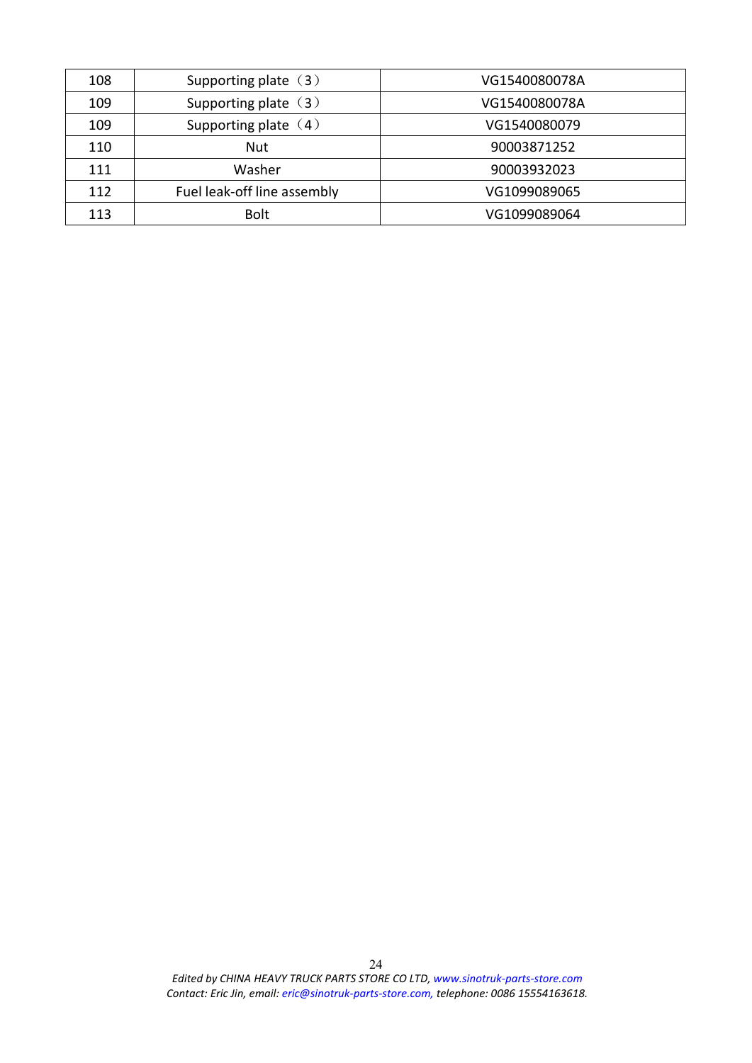| 108 | Supporting plate（3） | VG1540080078A |
|---|---|---|
| 109 | Supporting plate（3） | VG1540080078A |
| 109 | Supporting plate（4） | VG1540080079 |
| 110 | Nut | 90003871252 |
| 111 | Washer | 90003932023 |
| 112 | Fuel leak-off line assembly | VG1099089065 |
| 113 | Bolt | VG1099089064 |

*Edited by CHINA HEAVY TRUCK PARTS STORE CO LTD, www.sinotruk-parts-store.com*
*Contact: Eric Jin, email: eric@sinotruk-parts-store.com, telephone: 0086 15554163618.*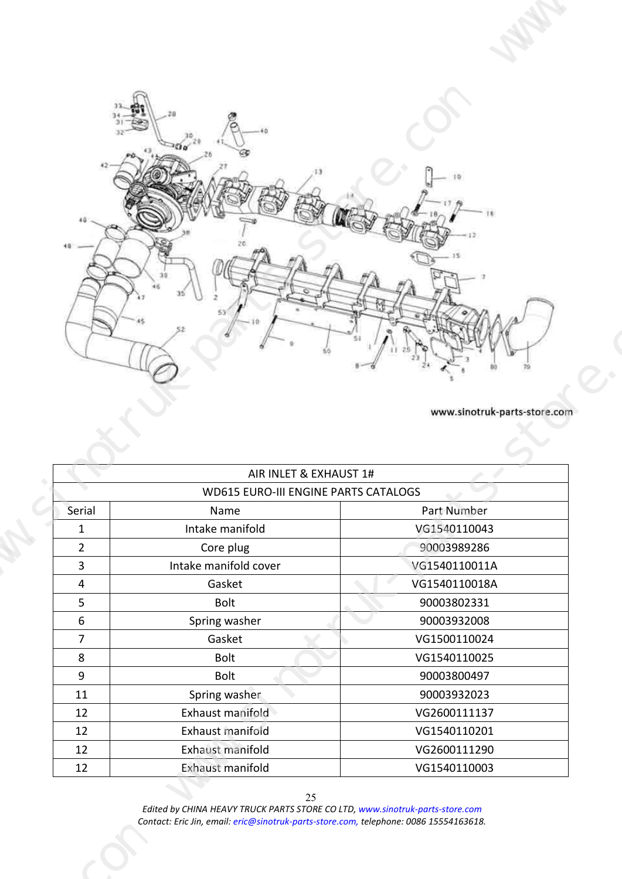www.sinotruk-parts-store.com

| AIR INLET & EXHAUST 1# | | |
|---|---|---|
| WD615 EURO-III ENGINE PARTS CATALOGS | | |
| Serial | Name | Part Number |
| 1 | Intake manifold | VG1540110043 |
| 2 | Core plug | 90003989286 |
| 3 | Intake manifold cover | VG1540110011A |
| 4 | Gasket | VG1540110018A |
| 5 | Bolt | 90003802331 |
| 6 | Spring washer | 90003932008 |
| 7 | Gasket | VG1500110024 |
| 8 | Bolt | VG1540110025 |
| 9 | Bolt | 90003800497 |
| 11 | Spring washer | 90003932023 |
| 12 | Exhaust manifold | VG2600111137 |
| 12 | Exhaust manifold | VG1540110201 |
| 12 | Exhaust manifold | VG2600111290 |
| 12 | Exhaust manifold | VG1540110003 |

*Edited by CHINA HEAVY TRUCK PARTS STORE CO LTD, www.sinotruk-parts-store.com*
*Contact: Eric Jin, email: eric@sinotruk-parts-store.com, telephone: 0086 15554163618.*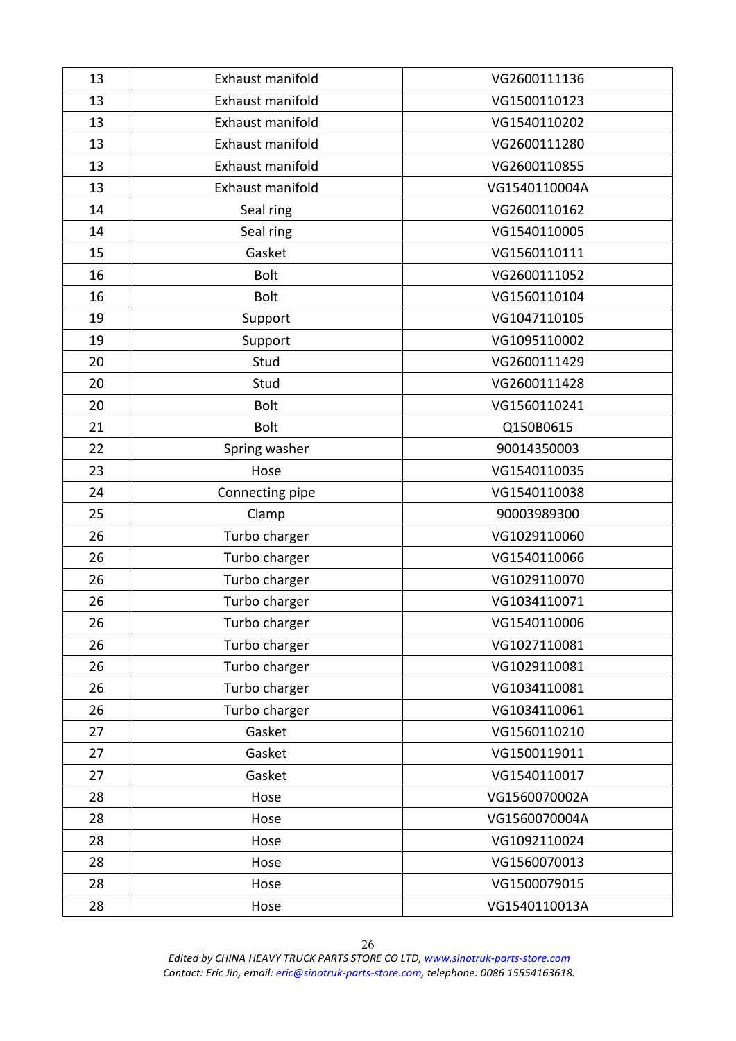| 13 | Exhaust manifold | VG2600111136 |
|---|---|---|
| 13 | Exhaust manifold | VG1500110123 |
| 13 | Exhaust manifold | VG1540110202 |
| 13 | Exhaust manifold | VG2600111280 |
| 13 | Exhaust manifold | VG2600110855 |
| 13 | Exhaust manifold | VG1540110004A |
| 14 | Seal ring | VG2600110162 |
| 14 | Seal ring | VG1540110005 |
| 15 | Gasket | VG1560110111 |
| 16 | Bolt | VG2600111052 |
| 16 | Bolt | VG1560110104 |
| 19 | Support | VG1047110105 |
| 19 | Support | VG1095110002 |
| 20 | Stud | VG2600111429 |
| 20 | Stud | VG2600111428 |
| 20 | Bolt | VG1560110241 |
| 21 | Bolt | Q150B0615 |
| 22 | Spring washer | 90014350003 |
| 23 | Hose | VG1540110035 |
| 24 | Connecting pipe | VG1540110038 |
| 25 | Clamp | 90003989300 |
| 26 | Turbo charger | VG1029110060 |
| 26 | Turbo charger | VG1540110066 |
| 26 | Turbo charger | VG1029110070 |
| 26 | Turbo charger | VG1034110071 |
| 26 | Turbo charger | VG1540110006 |
| 26 | Turbo charger | VG1027110081 |
| 26 | Turbo charger | VG1029110081 |
| 26 | Turbo charger | VG1034110081 |
| 26 | Turbo charger | VG1034110061 |
| 27 | Gasket | VG1560110210 |
| 27 | Gasket | VG1500119011 |
| 27 | Gasket | VG1540110017 |
| 28 | Hose | VG1560070002A |
| 28 | Hose | VG1560070004A |
| 28 | Hose | VG1092110024 |
| 28 | Hose | VG1560070013 |
| 28 | Hose | VG1500079015 |
| 28 | Hose | VG1540110013A |

*Edited by CHINA HEAVY TRUCK PARTS STORE CO LTD, www.sinotruk-parts-store.com*
*Contact: Eric Jin, email: eric@sinotruk-parts-store.com, telephone: 0086 15554163618.*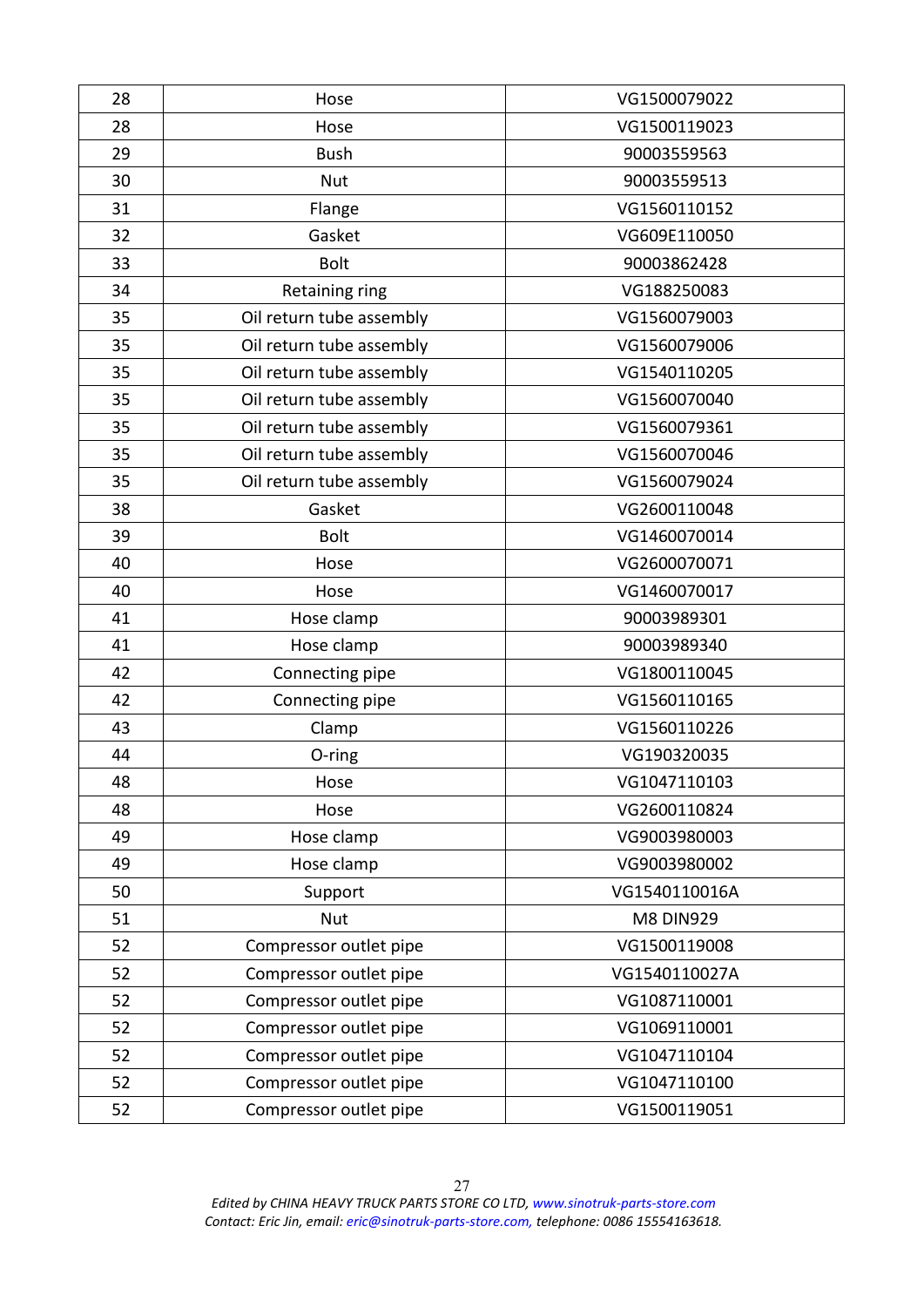| 28 | Hose | VG1500079022 |
|---|---|---|
| 28 | Hose | VG1500119023 |
| 29 | Bush | 90003559563 |
| 30 | Nut | 90003559513 |
| 31 | Flange | VG1560110152 |
| 32 | Gasket | VG609E110050 |
| 33 | Bolt | 90003862428 |
| 34 | Retaining ring | VG188250083 |
| 35 | Oil return tube assembly | VG1560079003 |
| 35 | Oil return tube assembly | VG1560079006 |
| 35 | Oil return tube assembly | VG1540110205 |
| 35 | Oil return tube assembly | VG1560070040 |
| 35 | Oil return tube assembly | VG1560079361 |
| 35 | Oil return tube assembly | VG1560070046 |
| 35 | Oil return tube assembly | VG1560079024 |
| 38 | Gasket | VG2600110048 |
| 39 | Bolt | VG1460070014 |
| 40 | Hose | VG2600070071 |
| 40 | Hose | VG1460070017 |
| 41 | Hose clamp | 90003989301 |
| 41 | Hose clamp | 90003989340 |
| 42 | Connecting pipe | VG1800110045 |
| 42 | Connecting pipe | VG1560110165 |
| 43 | Clamp | VG1560110226 |
| 44 | O-ring | VG190320035 |
| 48 | Hose | VG1047110103 |
| 48 | Hose | VG2600110824 |
| 49 | Hose clamp | VG9003980003 |
| 49 | Hose clamp | VG9003980002 |
| 50 | Support | VG1540110016A |
| 51 | Nut | M8 DIN929 |
| 52 | Compressor outlet pipe | VG1500119008 |
| 52 | Compressor outlet pipe | VG1540110027A |
| 52 | Compressor outlet pipe | VG1087110001 |
| 52 | Compressor outlet pipe | VG1069110001 |
| 52 | Compressor outlet pipe | VG1047110104 |
| 52 | Compressor outlet pipe | VG1047110100 |
| 52 | Compressor outlet pipe | VG1500119051 |

*Edited by CHINA HEAVY TRUCK PARTS STORE CO LTD, www.sinotruk-parts-store.com*
*Contact: Eric Jin, email: eric@sinotruk-parts-store.com, telephone: 0086 15554163618.*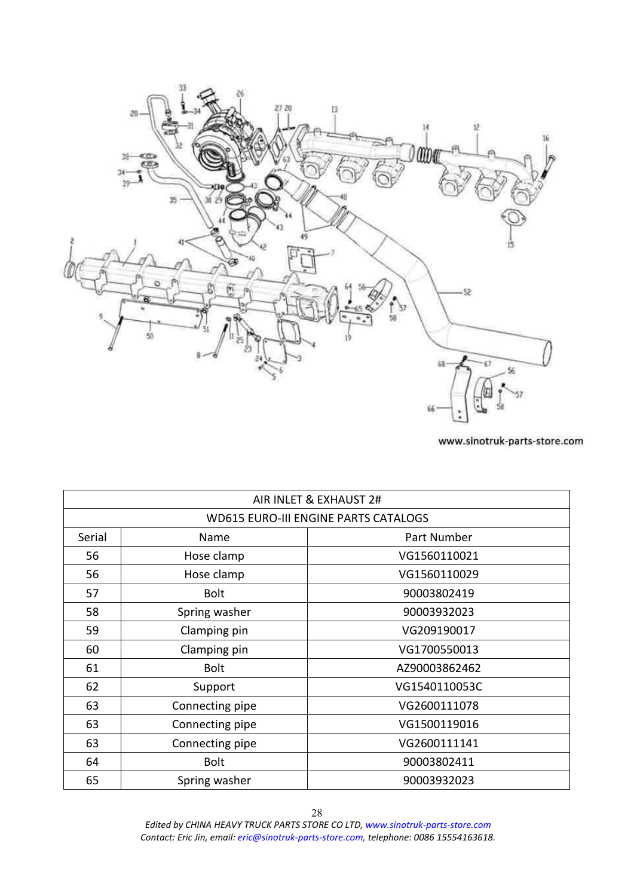www.sinotruk-parts-store.com

| AIR INLET & EXHAUST 2# | | |
|---|---|---|
| WD615 EURO-III ENGINE PARTS CATALOGS | | |
| Serial | Name | Part Number |
| 56 | Hose clamp | VG1560110021 |
| 56 | Hose clamp | VG1560110029 |
| 57 | Bolt | 90003802419 |
| 58 | Spring washer | 90003932023 |
| 59 | Clamping pin | VG209190017 |
| 60 | Clamping pin | VG1700550013 |
| 61 | Bolt | AZ90003862462 |
| 62 | Support | VG1540110053C |
| 63 | Connecting pipe | VG2600111078 |
| 63 | Connecting pipe | VG1500119016 |
| 63 | Connecting pipe | VG2600111141 |
| 64 | Bolt | 90003802411 |
| 65 | Spring washer | 90003932023 |

*Edited by CHINA HEAVY TRUCK PARTS STORE CO LTD, www.sinotruk-parts-store.com*
*Contact: Eric Jin, email: eric@sinotruk-parts-store.com, telephone: 0086 15554163618.*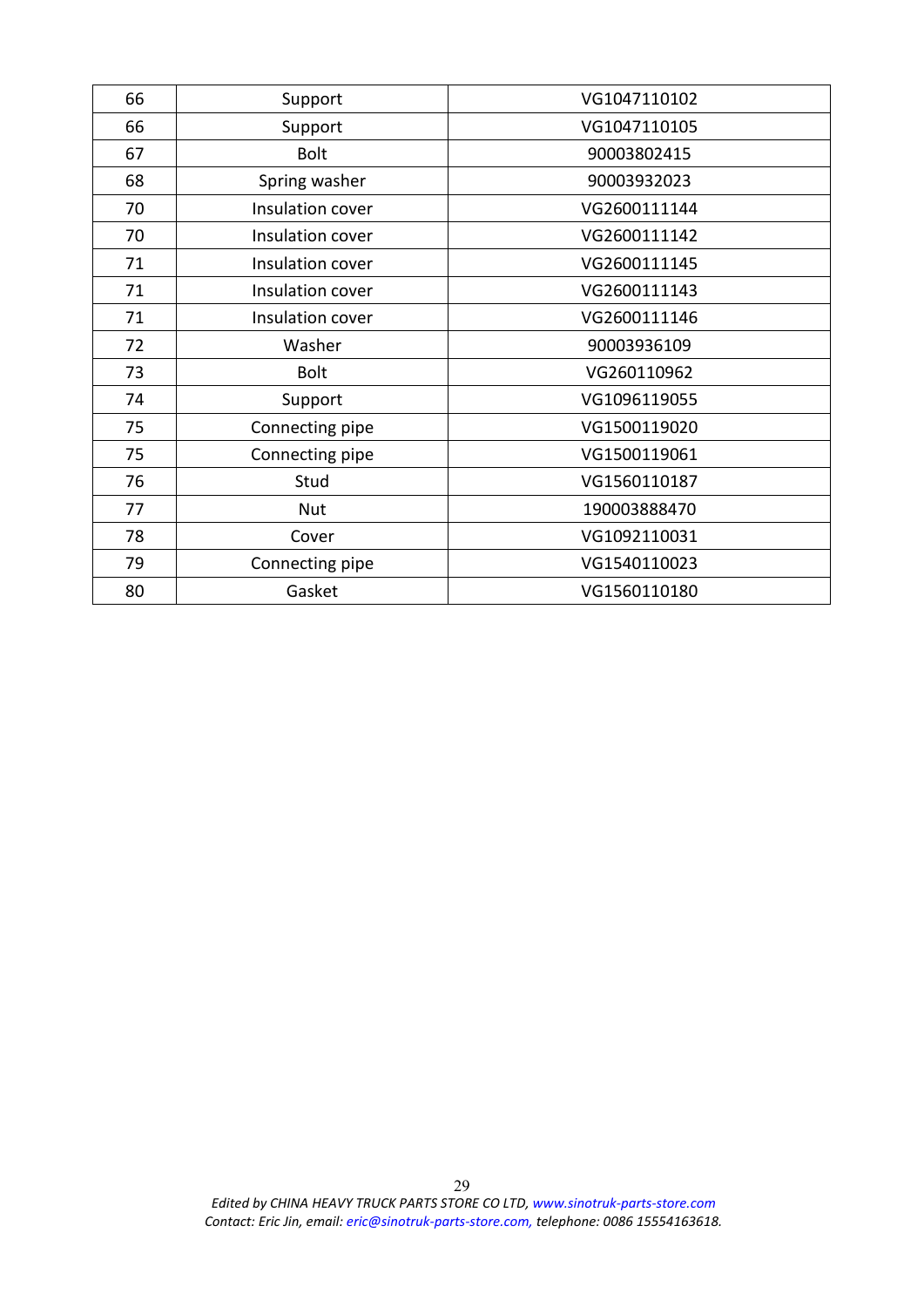| 66 | Support | VG1047110102 |
|---|---|---|
| 66 | Support | VG1047110105 |
| 67 | Bolt | 90003802415 |
| 68 | Spring washer | 90003932023 |
| 70 | Insulation cover | VG2600111144 |
| 70 | Insulation cover | VG2600111142 |
| 71 | Insulation cover | VG2600111145 |
| 71 | Insulation cover | VG2600111143 |
| 71 | Insulation cover | VG2600111146 |
| 72 | Washer | 90003936109 |
| 73 | Bolt | VG260110962 |
| 74 | Support | VG1096119055 |
| 75 | Connecting pipe | VG1500119020 |
| 75 | Connecting pipe | VG1500119061 |
| 76 | Stud | VG1560110187 |
| 77 | Nut | 190003888470 |
| 78 | Cover | VG1092110031 |
| 79 | Connecting pipe | VG1540110023 |
| 80 | Gasket | VG1560110180 |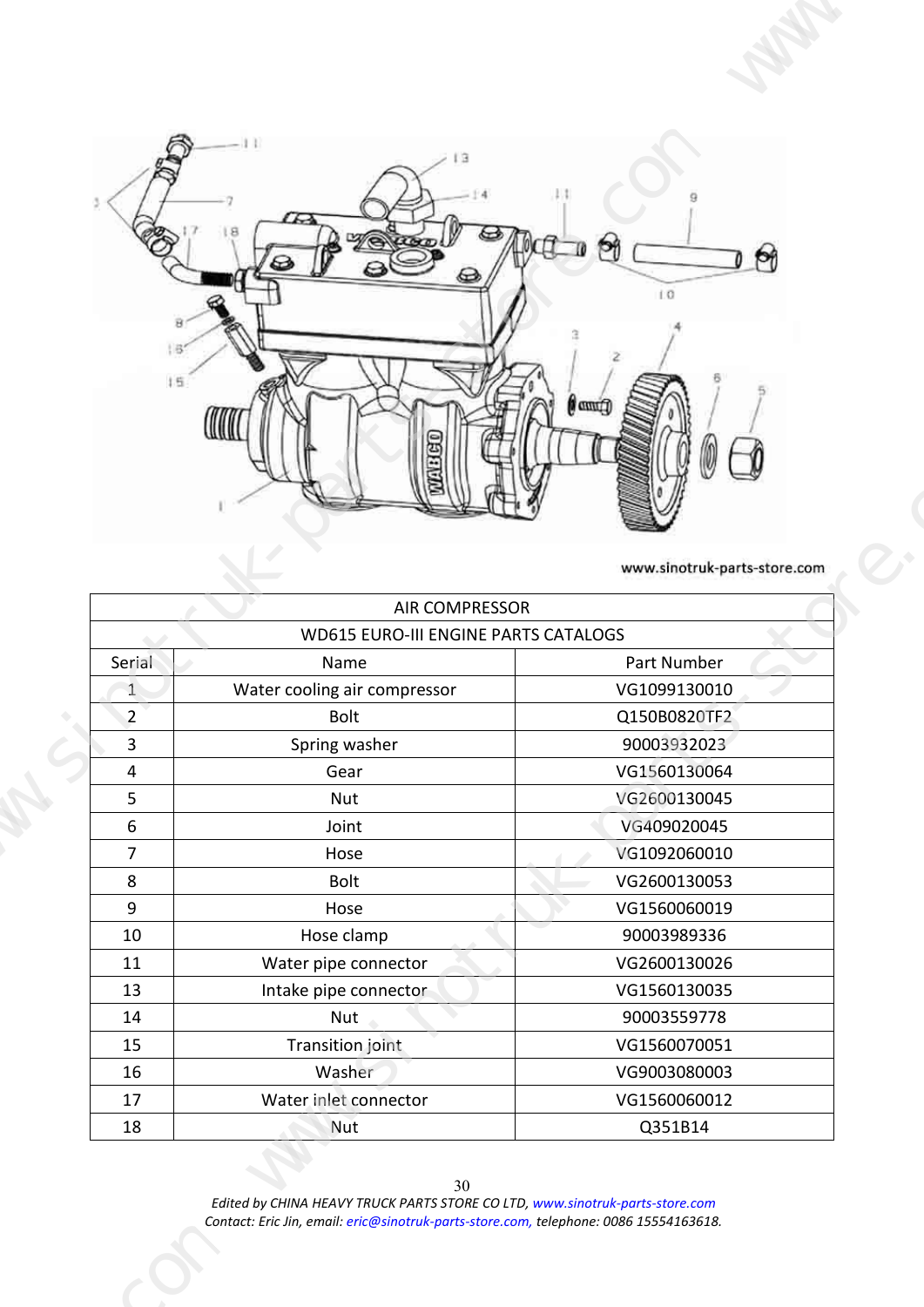www.sinotruk-parts-store.com

| AIR COMPRESSOR | | |
|---|---|---|
| WD615 EURO-III ENGINE PARTS CATALOGS | | |
| Serial | Name | Part Number |
| 1 | Water cooling air compressor | VG1099130010 |
| 2 | Bolt | Q150B0820TF2 |
| 3 | Spring washer | 90003932023 |
| 4 | Gear | VG1560130064 |
| 5 | Nut | VG2600130045 |
| 6 | Joint | VG409020045 |
| 7 | Hose | VG1092060010 |
| 8 | Bolt | VG2600130053 |
| 9 | Hose | VG1560060019 |
| 10 | Hose clamp | 90003989336 |
| 11 | Water pipe connector | VG2600130026 |
| 13 | Intake pipe connector | VG1560130035 |
| 14 | Nut | 90003559778 |
| 15 | Transition joint | VG1560070051 |
| 16 | Washer | VG9003080003 |
| 17 | Water inlet connector | VG1560060012 |
| 18 | Nut | Q351B14 |

*Edited by CHINA HEAVY TRUCK PARTS STORE CO LTD, www.sinotruk-parts-store.com*
*Contact: Eric Jin, email: eric@sinotruk-parts-store.com, telephone: 0086 15554163618.*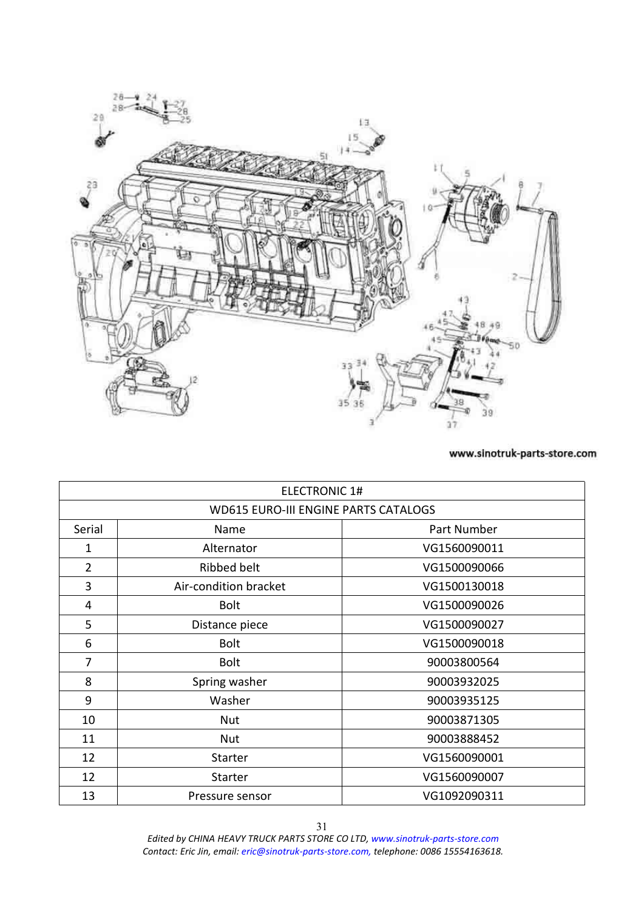www.sinotruk-parts-store.com

| ELECTRONIC 1# | | |
|---|---|---|
| WD615 EURO-III ENGINE PARTS CATALOGS | | |
| Serial | Name | Part Number |
| 1 | Alternator | VG1560090011 |
| 2 | Ribbed belt | VG1500090066 |
| 3 | Air-condition bracket | VG1500130018 |
| 4 | Bolt | VG1500090026 |
| 5 | Distance piece | VG1500090027 |
| 6 | Bolt | VG1500090018 |
| 7 | Bolt | 90003800564 |
| 8 | Spring washer | 90003932025 |
| 9 | Washer | 90003935125 |
| 10 | Nut | 90003871305 |
| 11 | Nut | 90003888452 |
| 12 | Starter | VG1560090001 |
| 12 | Starter | VG1560090007 |
| 13 | Pressure sensor | VG1092090311 |

*Edited by CHINA HEAVY TRUCK PARTS STORE CO LTD, www.sinotruk-parts-store.com*
*Contact: Eric Jin, email: eric@sinotruk-parts-store.com, telephone: 0086 15554163618.*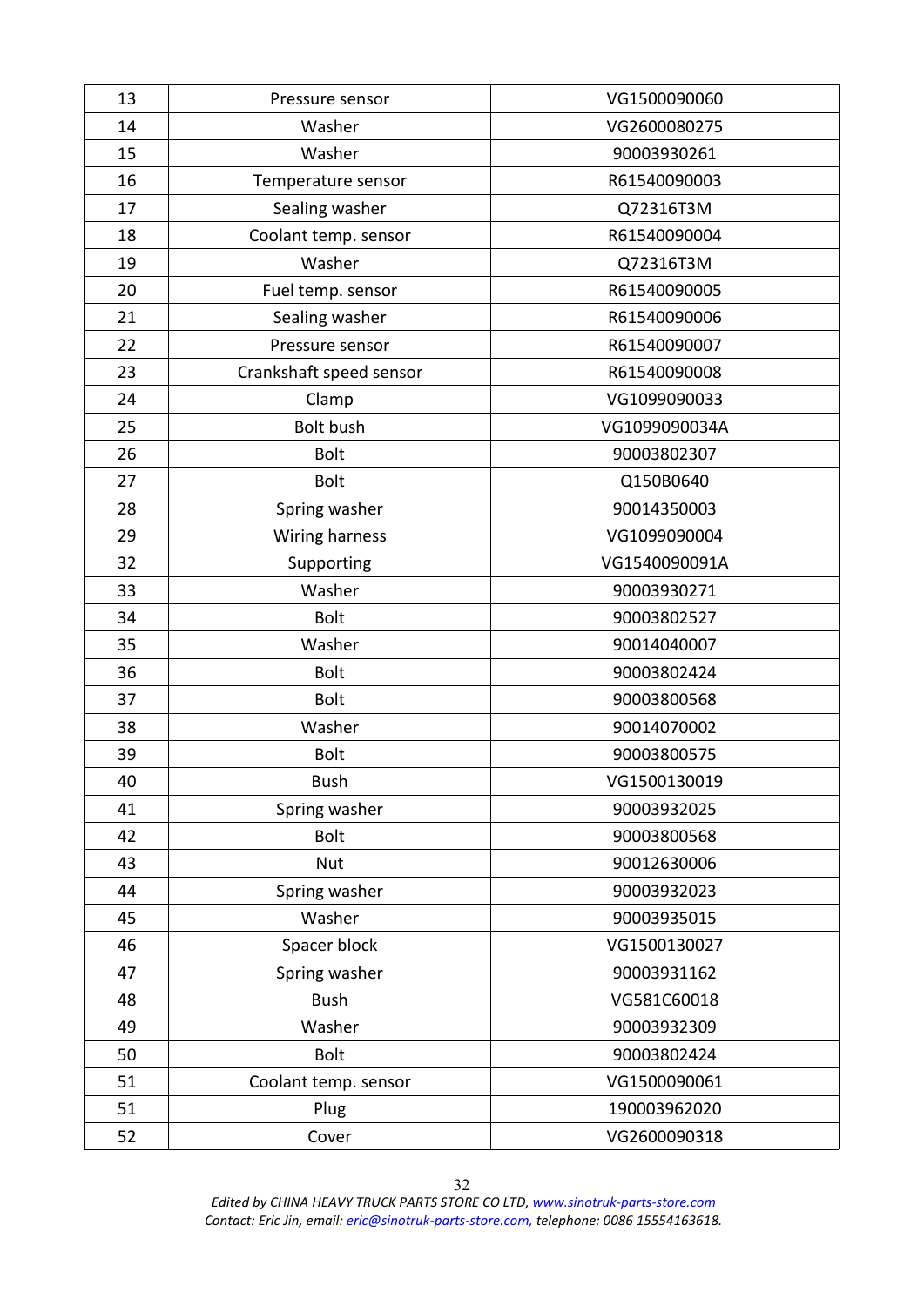| 13 | Pressure sensor | VG1500090060 |
|---|---|---|
| 14 | Washer | VG2600080275 |
| 15 | Washer | 90003930261 |
| 16 | Temperature sensor | R61540090003 |
| 17 | Sealing washer | Q72316T3M |
| 18 | Coolant temp. sensor | R61540090004 |
| 19 | Washer | Q72316T3M |
| 20 | Fuel temp. sensor | R61540090005 |
| 21 | Sealing washer | R61540090006 |
| 22 | Pressure sensor | R61540090007 |
| 23 | Crankshaft speed sensor | R61540090008 |
| 24 | Clamp | VG1099090033 |
| 25 | Bolt bush | VG1099090034A |
| 26 | Bolt | 90003802307 |
| 27 | Bolt | Q150B0640 |
| 28 | Spring washer | 90014350003 |
| 29 | Wiring harness | VG1099090004 |
| 32 | Supporting | VG1540090091A |
| 33 | Washer | 90003930271 |
| 34 | Bolt | 90003802527 |
| 35 | Washer | 90014040007 |
| 36 | Bolt | 90003802424 |
| 37 | Bolt | 90003800568 |
| 38 | Washer | 90014070002 |
| 39 | Bolt | 90003800575 |
| 40 | Bush | VG1500130019 |
| 41 | Spring washer | 90003932025 |
| 42 | Bolt | 90003800568 |
| 43 | Nut | 90012630006 |
| 44 | Spring washer | 90003932023 |
| 45 | Washer | 90003935015 |
| 46 | Spacer block | VG1500130027 |
| 47 | Spring washer | 90003931162 |
| 48 | Bush | VG581C60018 |
| 49 | Washer | 90003932309 |
| 50 | Bolt | 90003802424 |
| 51 | Coolant temp. sensor | VG1500090061 |
| 51 | Plug | 190003962020 |
| 52 | Cover | VG2600090318 |

*Edited by CHINA HEAVY TRUCK PARTS STORE CO LTD, www.sinotruk-parts-store.com*
*Contact: Eric Jin, email: eric@sinotruk-parts-store.com, telephone: 0086 15554163618.*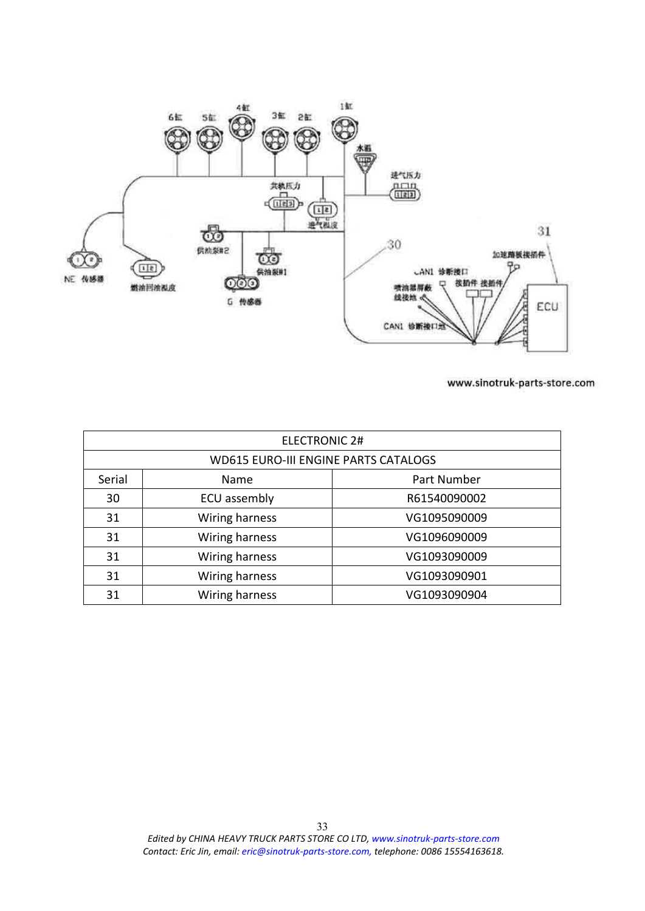www.sinotruk-parts-store.com

| ELECTRONIC 2# | | |
|---|---|---|
| WD615 EURO-III ENGINE PARTS CATALOGS | | |
| Serial | Name | Part Number |
| 30 | ECU assembly | R61540090002 |
| 31 | Wiring harness | VG1095090009 |
| 31 | Wiring harness | VG1096090009 |
| 31 | Wiring harness | VG1093090009 |
| 31 | Wiring harness | VG1093090901 |
| 31 | Wiring harness | VG1093090904 |

*Edited by CHINA HEAVY TRUCK PARTS STORE CO LTD, www.sinotruk-parts-store.com*
*Contact: Eric Jin, email: eric@sinotruk-parts-store.com, telephone: 0086 15554163618.*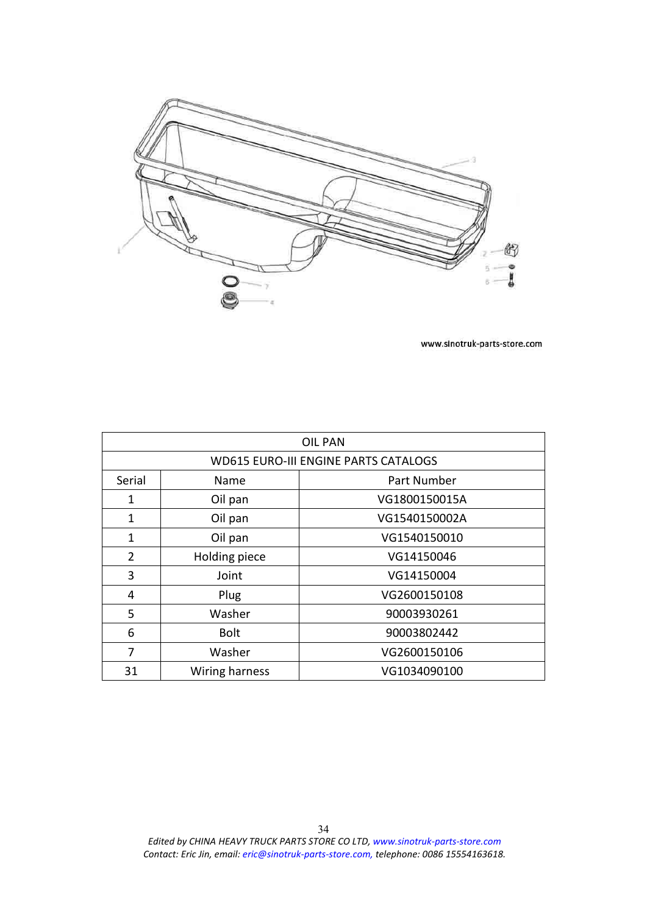www.sinotruk-parts-store.com

| OIL PAN | | |
|---|---|---|
| WD615 EURO-III ENGINE PARTS CATALOGS | | |
| Serial | Name | Part Number |
| 1 | Oil pan | VG1800150015A |
| 1 | Oil pan | VG1540150002A |
| 1 | Oil pan | VG1540150010 |
| 2 | Holding piece | VG14150046 |
| 3 | Joint | VG14150004 |
| 4 | Plug | VG2600150108 |
| 5 | Washer | 90003930261 |
| 6 | Bolt | 90003802442 |
| 7 | Washer | VG2600150106 |
| 31 | Wiring harness | VG1034090100 |

*Edited by CHINA HEAVY TRUCK PARTS STORE CO LTD, www.sinotruk-parts-store.com*
*Contact: Eric Jin, email: eric@sinotruk-parts-store.com, telephone: 0086 15554163618.*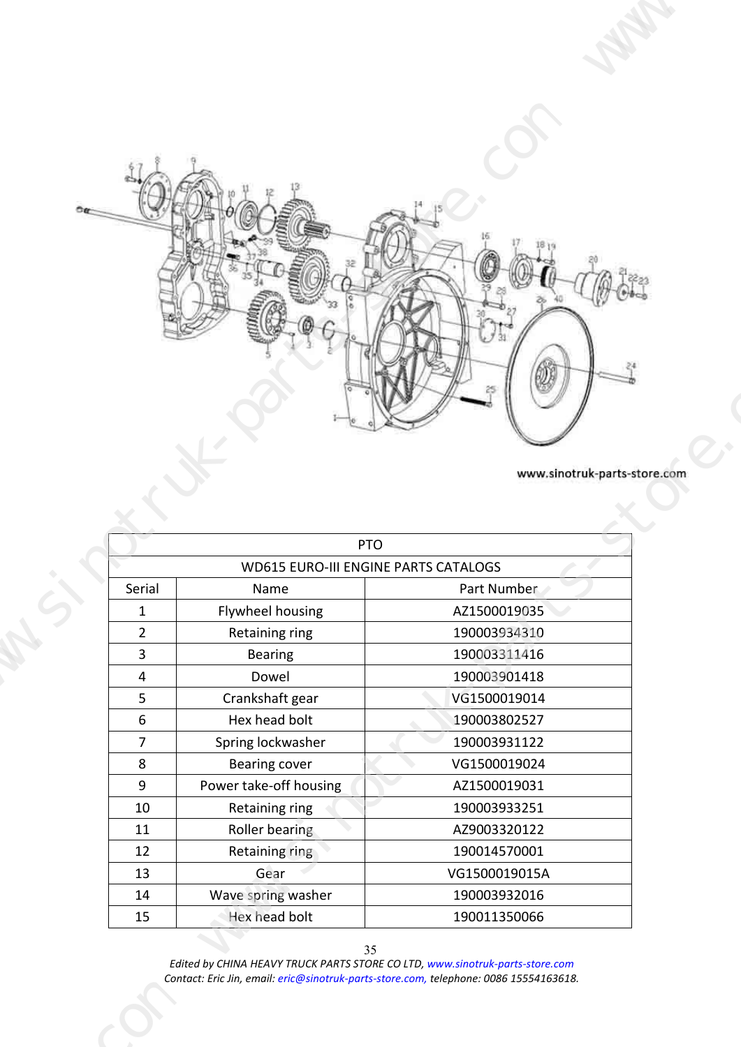www.sinotruk-parts-store.com

| PTO | | |
|---|---|---|
| WD615 EURO-III ENGINE PARTS CATALOGS | | |
| Serial | Name | Part Number |
| 1 | Flywheel housing | AZ1500019035 |
| 2 | Retaining ring | 190003934310 |
| 3 | Bearing | 190003311416 |
| 4 | Dowel | 190003901418 |
| 5 | Crankshaft gear | VG1500019014 |
| 6 | Hex head bolt | 190003802527 |
| 7 | Spring lockwasher | 190003931122 |
| 8 | Bearing cover | VG1500019024 |
| 9 | Power take-off housing | AZ1500019031 |
| 10 | Retaining ring | 190003933251 |
| 11 | Roller bearing | AZ9003320122 |
| 12 | Retaining ring | 190014570001 |
| 13 | Gear | VG1500019015A |
| 14 | Wave spring washer | 190003932016 |
| 15 | Hex head bolt | 190011350066 |

*Edited by CHINA HEAVY TRUCK PARTS STORE CO LTD, www.sinotruk-parts-store.com*
*Contact: Eric Jin, email: eric@sinotruk-parts-store.com, telephone: 0086 15554163618.*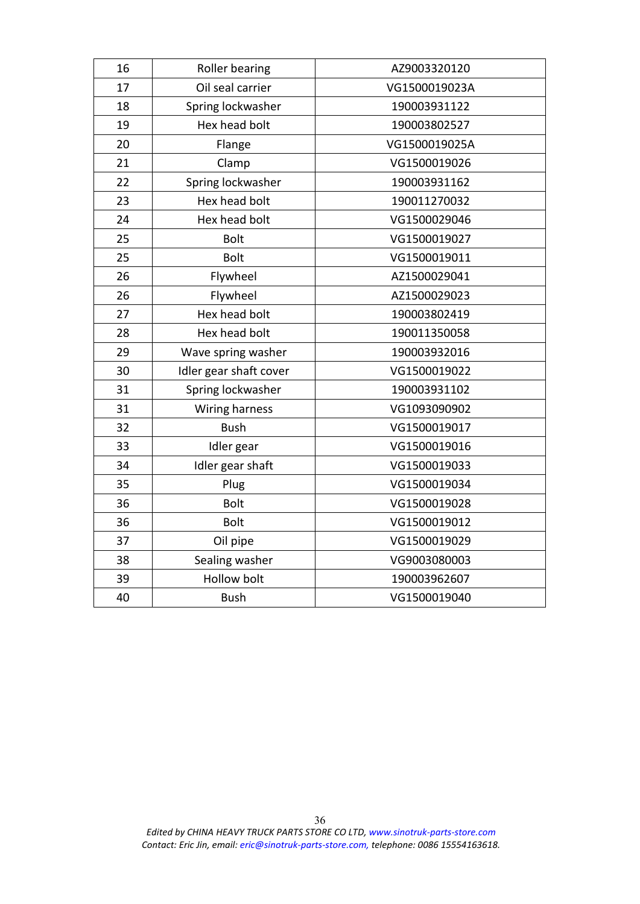| | | |
|---|---|---|
| 16 | Roller bearing | AZ9003320120 |
| 17 | Oil seal carrier | VG1500019023A |
| 18 | Spring lockwasher | 190003931122 |
| 19 | Hex head bolt | 190003802527 |
| 20 | Flange | VG1500019025A |
| 21 | Clamp | VG1500019026 |
| 22 | Spring lockwasher | 190003931162 |
| 23 | Hex head bolt | 190011270032 |
| 24 | Hex head bolt | VG1500029046 |
| 25 | Bolt | VG1500019027 |
| 25 | Bolt | VG1500019011 |
| 26 | Flywheel | AZ1500029041 |
| 26 | Flywheel | AZ1500029023 |
| 27 | Hex head bolt | 190003802419 |
| 28 | Hex head bolt | 190011350058 |
| 29 | Wave spring washer | 190003932016 |
| 30 | Idler gear shaft cover | VG1500019022 |
| 31 | Spring lockwasher | 190003931102 |
| 31 | Wiring harness | VG1093090902 |
| 32 | Bush | VG1500019017 |
| 33 | Idler gear | VG1500019016 |
| 34 | Idler gear shaft | VG1500019033 |
| 35 | Plug | VG1500019034 |
| 36 | Bolt | VG1500019028 |
| 36 | Bolt | VG1500019012 |
| 37 | Oil pipe | VG1500019029 |
| 38 | Sealing washer | VG9003080003 |
| 39 | Hollow bolt | 190003962607 |
| 40 | Bush | VG1500019040 |

*Edited by CHINA HEAVY TRUCK PARTS STORE CO LTD, www.sinotruk-parts-store.com*
*Contact: Eric Jin, email: eric@sinotruk-parts-store.com, telephone: 0086 15554163618.*